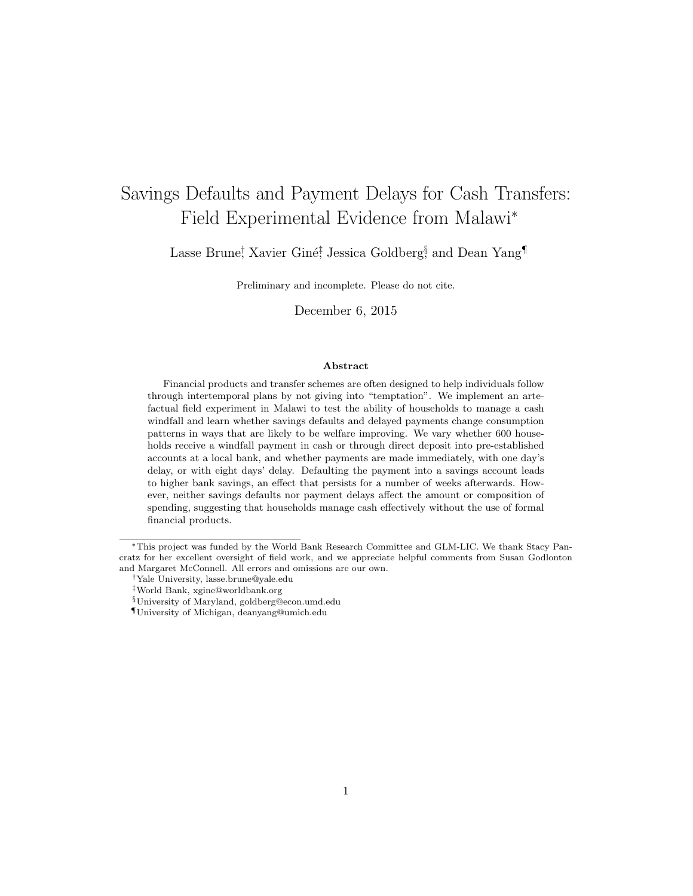# Savings Defaults and Payment Delays for Cash Transfers: Field Experimental Evidence from Malawi*

Lasse Brune[†], Xavier Giné[‡], Jessica Goldberg[§] and Dean Yang[¶]

Preliminary and incomplete. Please do not cite.

December 6, 2015

### Abstract

Financial products and transfer schemes are often designed to help individuals follow through intertemporal plans by not giving into "temptation". We implement an artefactual field experiment in Malawi to test the ability of households to manage a cash windfall and learn whether savings defaults and delayed payments change consumption patterns in ways that are likely to be welfare improving. We vary whether 600 households receive a windfall payment in cash or through direct deposit into pre-established accounts at a local bank, and whether payments are made immediately, with one day's delay, or with eight days' delay. Defaulting the payment into a savings account leads to higher bank savings, an effect that persists for a number of weeks afterwards. However, neither savings defaults nor payment delays affect the amount or composition of spending, suggesting that households manage cash effectively without the use of formal financial products.

---

*This project was funded by the World Bank Research Committee and GLM-LIC. We thank Stacy Pancratz for her excellent oversight of field work, and we appreciate helpful comments from Susan Godlonton and Margaret McConnell. All errors and omissions are our own.

[†]Yale University, lasse.brune@yale.edu

[‡]World Bank, xgine@worldbank.org

[§]University of Maryland, goldberg@econ.umd.edu

[¶]University of Michigan, deanyang@umich.edu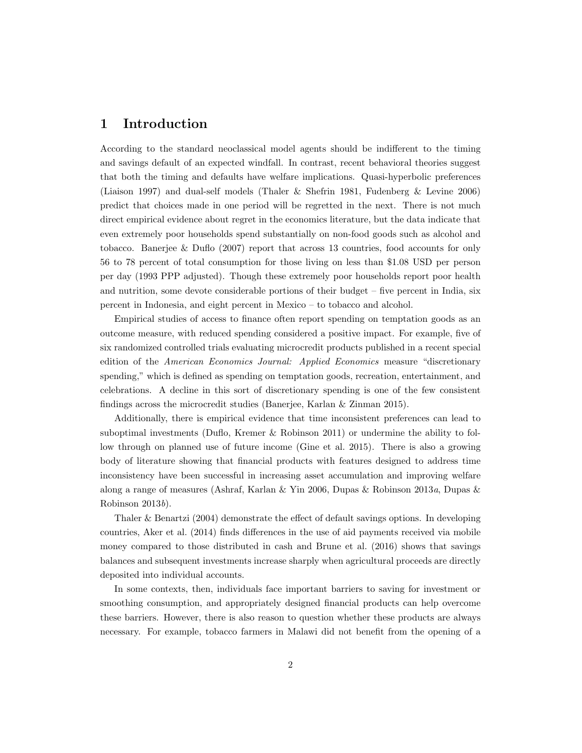# 1 Introduction

According to the standard neoclassical model agents should be indifferent to the timing and savings default of an expected windfall. In contrast, recent behavioral theories suggest that both the timing and defaults have welfare implications. Quasi-hyperbolic preferences (Liaison 1997) and dual-self models (Thaler & Shefrin 1981, Fudenberg & Levine 2006) predict that choices made in one period will be regretted in the next. There is not much direct empirical evidence about regret in the economics literature, but the data indicate that even extremely poor households spend substantially on non-food goods such as alcohol and tobacco. Banerjee & Duflo (2007) report that across 13 countries, food accounts for only 56 to 78 percent of total consumption for those living on less than \$1.08 USD per person per day (1993 PPP adjusted). Though these extremely poor households report poor health and nutrition, some devote considerable portions of their budget – five percent in India, six percent in Indonesia, and eight percent in Mexico – to tobacco and alcohol.

Empirical studies of access to finance often report spending on temptation goods as an outcome measure, with reduced spending considered a positive impact. For example, five of six randomized controlled trials evaluating microcredit products published in a recent special edition of the *American Economics Journal: Applied Economics* measure "discretionary spending," which is defined as spending on temptation goods, recreation, entertainment, and celebrations. A decline in this sort of discretionary spending is one of the few consistent findings across the microcredit studies (Banerjee, Karlan & Zinman 2015).

Additionally, there is empirical evidence that time inconsistent preferences can lead to suboptimal investments (Duflo, Kremer & Robinson 2011) or undermine the ability to follow through on planned use of future income (Gine et al. 2015). There is also a growing body of literature showing that financial products with features designed to address time inconsistency have been successful in increasing asset accumulation and improving welfare along a range of measures (Ashraf, Karlan & Yin 2006, Dupas & Robinson 2013*a*, Dupas & Robinson 2013*b*).

Thaler & Benartzi (2004) demonstrate the effect of default savings options. In developing countries, Aker et al. (2014) finds differences in the use of aid payments received via mobile money compared to those distributed in cash and Brune et al. (2016) shows that savings balances and subsequent investments increase sharply when agricultural proceeds are directly deposited into individual accounts.

In some contexts, then, individuals face important barriers to saving for investment or smoothing consumption, and appropriately designed financial products can help overcome these barriers. However, there is also reason to question whether these products are always necessary. For example, tobacco farmers in Malawi did not benefit from the opening of a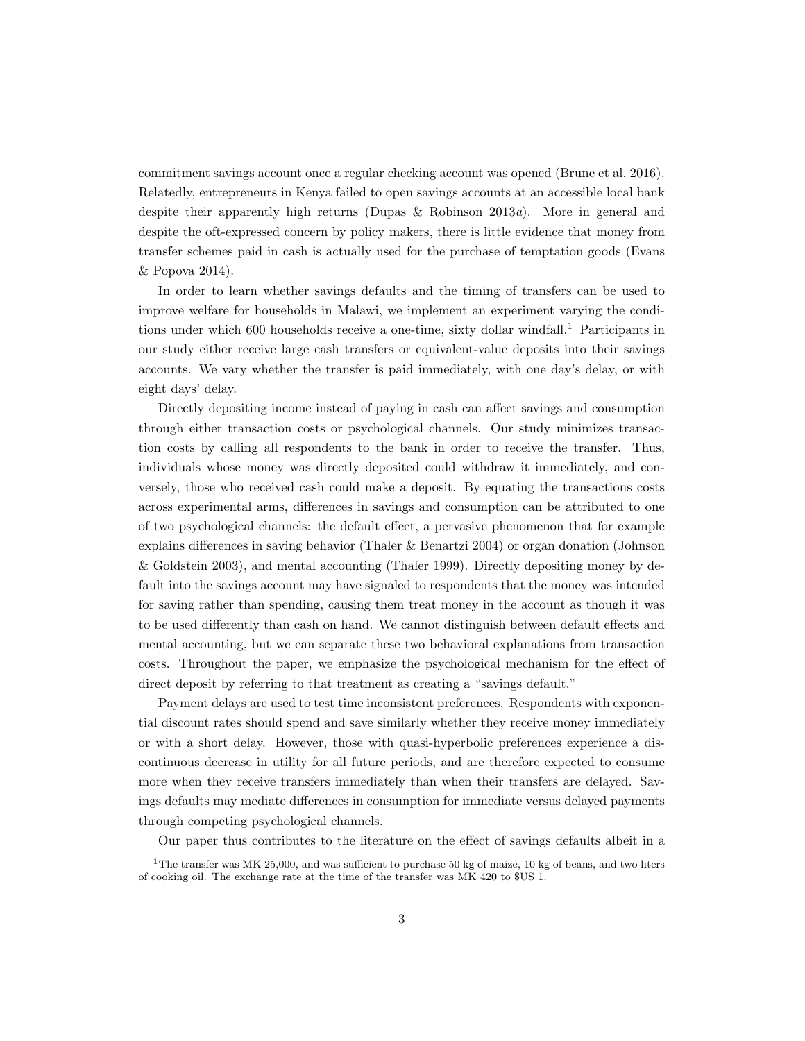commitment savings account once a regular checking account was opened (Brune et al. 2016). Relatedly, entrepreneurs in Kenya failed to open savings accounts at an accessible local bank despite their apparently high returns (Dupas & Robinson 2013*a*). More in general and despite the oft-expressed concern by policy makers, there is little evidence that money from transfer schemes paid in cash is actually used for the purchase of temptation goods (Evans & Popova 2014).

In order to learn whether savings defaults and the timing of transfers can be used to improve welfare for households in Malawi, we implement an experiment varying the conditions under which 600 households receive a one-time, sixty dollar windfall.[1] Participants in our study either receive large cash transfers or equivalent-value deposits into their savings accounts. We vary whether the transfer is paid immediately, with one day's delay, or with eight days' delay.

Directly depositing income instead of paying in cash can affect savings and consumption through either transaction costs or psychological channels. Our study minimizes transaction costs by calling all respondents to the bank in order to receive the transfer. Thus, individuals whose money was directly deposited could withdraw it immediately, and conversely, those who received cash could make a deposit. By equating the transactions costs across experimental arms, differences in savings and consumption can be attributed to one of two psychological channels: the default effect, a pervasive phenomenon that for example explains differences in saving behavior (Thaler & Benartzi 2004) or organ donation (Johnson & Goldstein 2003), and mental accounting (Thaler 1999). Directly depositing money by default into the savings account may have signaled to respondents that the money was intended for saving rather than spending, causing them treat money in the account as though it was to be used differently than cash on hand. We cannot distinguish between default effects and mental accounting, but we can separate these two behavioral explanations from transaction costs. Throughout the paper, we emphasize the psychological mechanism for the effect of direct deposit by referring to that treatment as creating a "savings default."

Payment delays are used to test time inconsistent preferences. Respondents with exponential discount rates should spend and save similarly whether they receive money immediately or with a short delay. However, those with quasi-hyperbolic preferences experience a discontinuous decrease in utility for all future periods, and are therefore expected to consume more when they receive transfers immediately than when their transfers are delayed. Savings defaults may mediate differences in consumption for immediate versus delayed payments through competing psychological channels.

Our paper thus contributes to the literature on the effect of savings defaults albeit in a

[1] The transfer was MK 25,000, and was sufficient to purchase 50 kg of maize, 10 kg of beans, and two liters of cooking oil. The exchange rate at the time of the transfer was MK 420 to $US 1.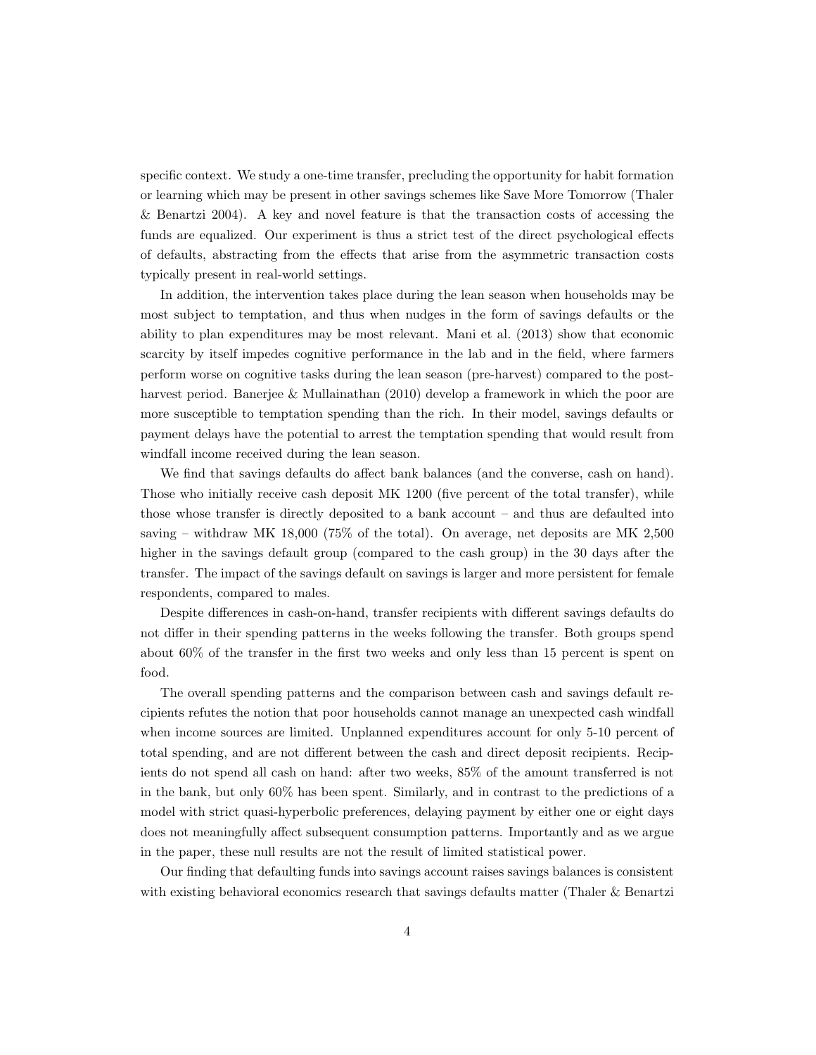specific context. We study a one-time transfer, precluding the opportunity for habit formation or learning which may be present in other savings schemes like Save More Tomorrow (Thaler & Benartzi 2004). A key and novel feature is that the transaction costs of accessing the funds are equalized. Our experiment is thus a strict test of the direct psychological effects of defaults, abstracting from the effects that arise from the asymmetric transaction costs typically present in real-world settings.

In addition, the intervention takes place during the lean season when households may be most subject to temptation, and thus when nudges in the form of savings defaults or the ability to plan expenditures may be most relevant. Mani et al. (2013) show that economic scarcity by itself impedes cognitive performance in the lab and in the field, where farmers perform worse on cognitive tasks during the lean season (pre-harvest) compared to the post-harvest period. Banerjee & Mullainathan (2010) develop a framework in which the poor are more susceptible to temptation spending than the rich. In their model, savings defaults or payment delays have the potential to arrest the temptation spending that would result from windfall income received during the lean season.

We find that savings defaults do affect bank balances (and the converse, cash on hand). Those who initially receive cash deposit MK 1200 (five percent of the total transfer), while those whose transfer is directly deposited to a bank account – and thus are defaulted into saving – withdraw MK 18,000 (75% of the total). On average, net deposits are MK 2,500 higher in the savings default group (compared to the cash group) in the 30 days after the transfer. The impact of the savings default on savings is larger and more persistent for female respondents, compared to males.

Despite differences in cash-on-hand, transfer recipients with different savings defaults do not differ in their spending patterns in the weeks following the transfer. Both groups spend about 60% of the transfer in the first two weeks and only less than 15 percent is spent on food.

The overall spending patterns and the comparison between cash and savings default recipients refutes the notion that poor households cannot manage an unexpected cash windfall when income sources are limited. Unplanned expenditures account for only 5-10 percent of total spending, and are not different between the cash and direct deposit recipients. Recipients do not spend all cash on hand: after two weeks, 85% of the amount transferred is not in the bank, but only 60% has been spent. Similarly, and in contrast to the predictions of a model with strict quasi-hyperbolic preferences, delaying payment by either one or eight days does not meaningfully affect subsequent consumption patterns. Importantly and as we argue in the paper, these null results are not the result of limited statistical power.

Our finding that defaulting funds into savings account raises savings balances is consistent with existing behavioral economics research that savings defaults matter (Thaler & Benartzi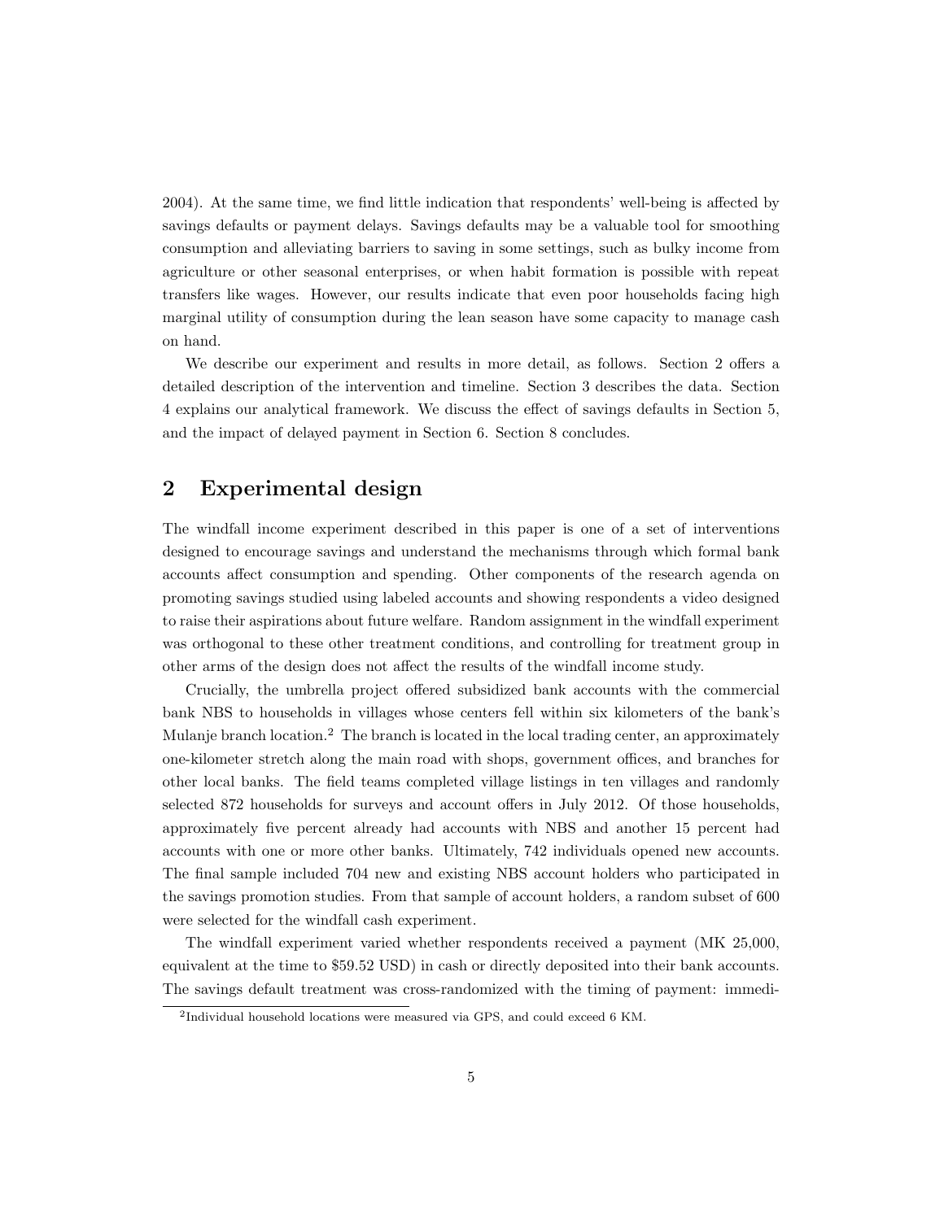2004). At the same time, we find little indication that respondents' well-being is affected by savings defaults or payment delays. Savings defaults may be a valuable tool for smoothing consumption and alleviating barriers to saving in some settings, such as bulky income from agriculture or other seasonal enterprises, or when habit formation is possible with repeat transfers like wages. However, our results indicate that even poor households facing high marginal utility of consumption during the lean season have some capacity to manage cash on hand.

We describe our experiment and results in more detail, as follows. Section 2 offers a detailed description of the intervention and timeline. Section 3 describes the data. Section 4 explains our analytical framework. We discuss the effect of savings defaults in Section 5, and the impact of delayed payment in Section 6. Section 8 concludes.

## 2 Experimental design

The windfall income experiment described in this paper is one of a set of interventions designed to encourage savings and understand the mechanisms through which formal bank accounts affect consumption and spending. Other components of the research agenda on promoting savings studied using labeled accounts and showing respondents a video designed to raise their aspirations about future welfare. Random assignment in the windfall experiment was orthogonal to these other treatment conditions, and controlling for treatment group in other arms of the design does not affect the results of the windfall income study.

Crucially, the umbrella project offered subsidized bank accounts with the commercial bank NBS to households in villages whose centers fell within six kilometers of the bank's Mulanje branch location.[2] The branch is located in the local trading center, an approximately one-kilometer stretch along the main road with shops, government offices, and branches for other local banks. The field teams completed village listings in ten villages and randomly selected 872 households for surveys and account offers in July 2012. Of those households, approximately five percent already had accounts with NBS and another 15 percent had accounts with one or more other banks. Ultimately, 742 individuals opened new accounts. The final sample included 704 new and existing NBS account holders who participated in the savings promotion studies. From that sample of account holders, a random subset of 600 were selected for the windfall cash experiment.

The windfall experiment varied whether respondents received a payment (MK 25,000, equivalent at the time to $59.52 USD) in cash or directly deposited into their bank accounts. The savings default treatment was cross-randomized with the timing of payment: immedi-

[2] Individual household locations were measured via GPS, and could exceed 6 KM.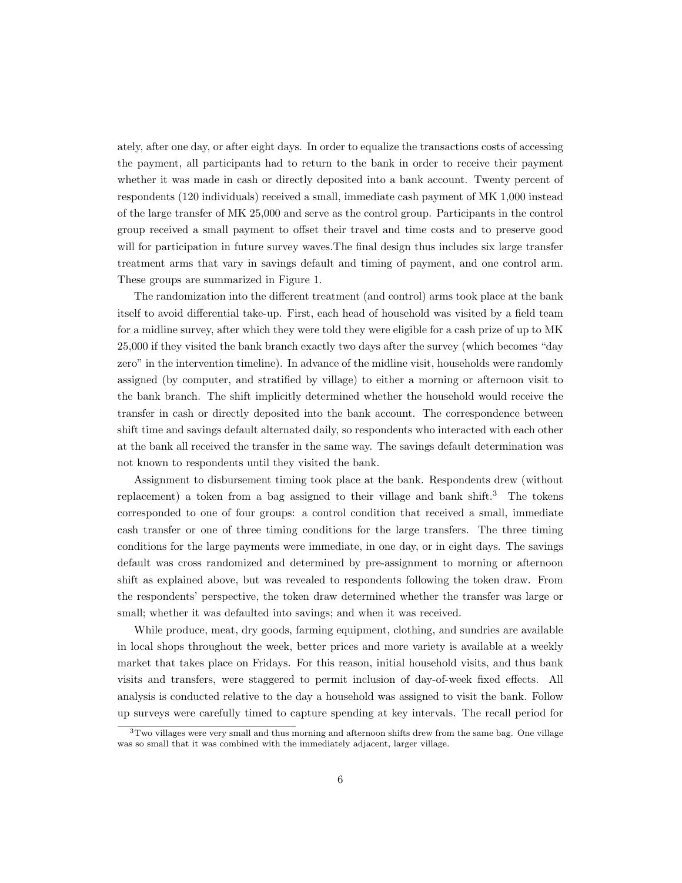ately, after one day, or after eight days. In order to equalize the transactions costs of accessing the payment, all participants had to return to the bank in order to receive their payment whether it was made in cash or directly deposited into a bank account. Twenty percent of respondents (120 individuals) received a small, immediate cash payment of MK 1,000 instead of the large transfer of MK 25,000 and serve as the control group. Participants in the control group received a small payment to offset their travel and time costs and to preserve good will for participation in future survey waves.The final design thus includes six large transfer treatment arms that vary in savings default and timing of payment, and one control arm. These groups are summarized in Figure 1.

The randomization into the different treatment (and control) arms took place at the bank itself to avoid differential take-up. First, each head of household was visited by a field team for a midline survey, after which they were told they were eligible for a cash prize of up to MK 25,000 if they visited the bank branch exactly two days after the survey (which becomes "day zero" in the intervention timeline). In advance of the midline visit, households were randomly assigned (by computer, and stratified by village) to either a morning or afternoon visit to the bank branch. The shift implicitly determined whether the household would receive the transfer in cash or directly deposited into the bank account. The correspondence between shift time and savings default alternated daily, so respondents who interacted with each other at the bank all received the transfer in the same way. The savings default determination was not known to respondents until they visited the bank.

Assignment to disbursement timing took place at the bank. Respondents drew (without replacement) a token from a bag assigned to their village and bank shift.[3] The tokens corresponded to one of four groups: a control condition that received a small, immediate cash transfer or one of three timing conditions for the large transfers. The three timing conditions for the large payments were immediate, in one day, or in eight days. The savings default was cross randomized and determined by pre-assignment to morning or afternoon shift as explained above, but was revealed to respondents following the token draw. From the respondents' perspective, the token draw determined whether the transfer was large or small; whether it was defaulted into savings; and when it was received.

While produce, meat, dry goods, farming equipment, clothing, and sundries are available in local shops throughout the week, better prices and more variety is available at a weekly market that takes place on Fridays. For this reason, initial household visits, and thus bank visits and transfers, were staggered to permit inclusion of day-of-week fixed effects. All analysis is conducted relative to the day a household was assigned to visit the bank. Follow up surveys were carefully timed to capture spending at key intervals. The recall period for

[3] Two villages were very small and thus morning and afternoon shifts drew from the same bag. One village was so small that it was combined with the immediately adjacent, larger village.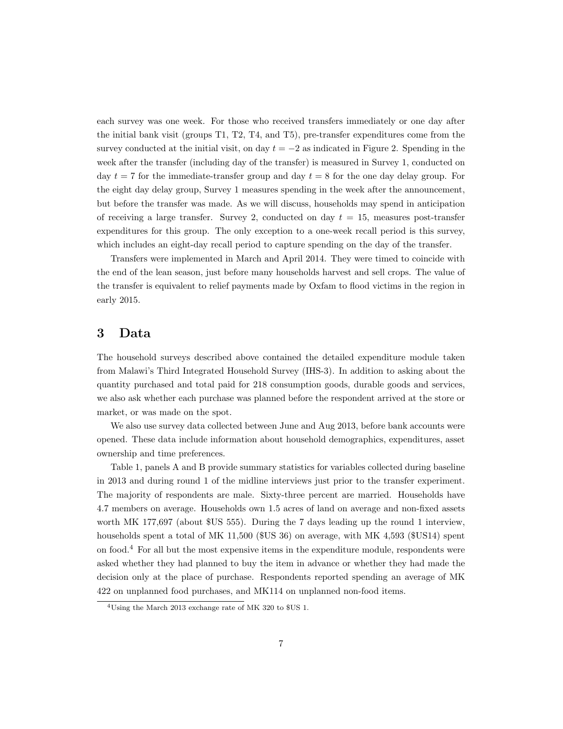each survey was one week. For those who received transfers immediately or one day after the initial bank visit (groups T1, T2, T4, and T5), pre-transfer expenditures come from the survey conducted at the initial visit, on day $t = -2$ as indicated in Figure 2. Spending in the week after the transfer (including day of the transfer) is measured in Survey 1, conducted on day $t = 7$ for the immediate-transfer group and day $t = 8$ for the one day delay group. For the eight day delay group, Survey 1 measures spending in the week after the announcement, but before the transfer was made. As we will discuss, households may spend in anticipation of receiving a large transfer. Survey 2, conducted on day $t = 15$, measures post-transfer expenditures for this group. The only exception to a one-week recall period is this survey, which includes an eight-day recall period to capture spending on the day of the transfer.

Transfers were implemented in March and April 2014. They were timed to coincide with the end of the lean season, just before many households harvest and sell crops. The value of the transfer is equivalent to relief payments made by Oxfam to flood victims in the region in early 2015.

# 3 Data

The household surveys described above contained the detailed expenditure module taken from Malawi's Third Integrated Household Survey (IHS-3). In addition to asking about the quantity purchased and total paid for 218 consumption goods, durable goods and services, we also ask whether each purchase was planned before the respondent arrived at the store or market, or was made on the spot.

We also use survey data collected between June and Aug 2013, before bank accounts were opened. These data include information about household demographics, expenditures, asset ownership and time preferences.

Table 1, panels A and B provide summary statistics for variables collected during baseline in 2013 and during round 1 of the midline interviews just prior to the transfer experiment. The majority of respondents are male. Sixty-three percent are married. Households have 4.7 members on average. Households own 1.5 acres of land on average and non-fixed assets worth MK 177,697 (about $US 555). During the 7 days leading up the round 1 interview, households spent a total of MK 11,500 ($US 36) on average, with MK 4,593 ($US14) spent on food.[4] For all but the most expensive items in the expenditure module, respondents were asked whether they had planned to buy the item in advance or whether they had made the decision only at the place of purchase. Respondents reported spending an average of MK 422 on unplanned food purchases, and MK114 on unplanned non-food items.

[4]Using the March 2013 exchange rate of MK 320 to $US 1.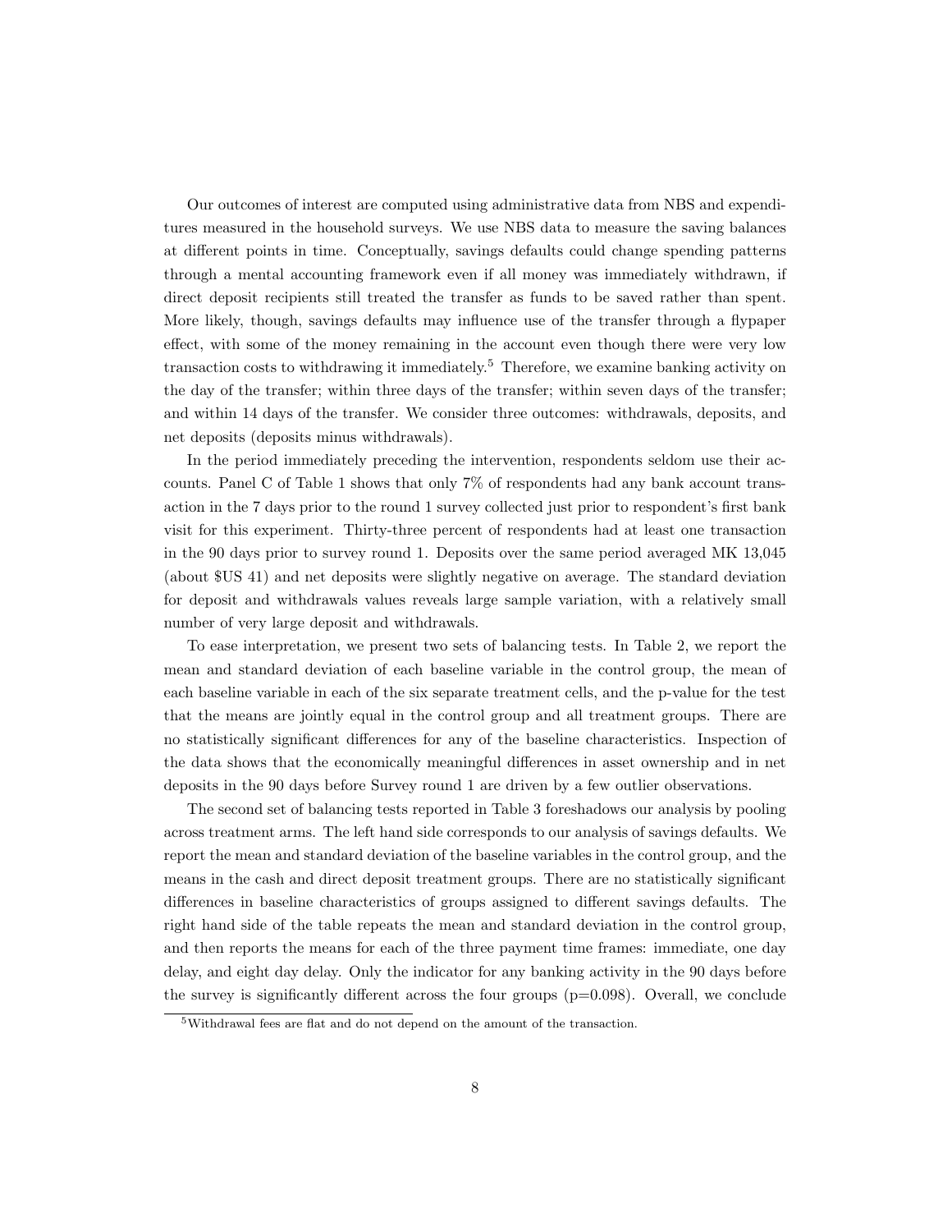Our outcomes of interest are computed using administrative data from NBS and expenditures measured in the household surveys. We use NBS data to measure the saving balances at different points in time. Conceptually, savings defaults could change spending patterns through a mental accounting framework even if all money was immediately withdrawn, if direct deposit recipients still treated the transfer as funds to be saved rather than spent. More likely, though, savings defaults may influence use of the transfer through a flypaper effect, with some of the money remaining in the account even though there were very low transaction costs to withdrawing it immediately.[5] Therefore, we examine banking activity on the day of the transfer; within three days of the transfer; within seven days of the transfer; and within 14 days of the transfer. We consider three outcomes: withdrawals, deposits, and net deposits (deposits minus withdrawals).

In the period immediately preceding the intervention, respondents seldom use their accounts. Panel C of Table 1 shows that only 7% of respondents had any bank account transaction in the 7 days prior to the round 1 survey collected just prior to respondent's first bank visit for this experiment. Thirty-three percent of respondents had at least one transaction in the 90 days prior to survey round 1. Deposits over the same period averaged MK 13,045 (about $US 41) and net deposits were slightly negative on average. The standard deviation for deposit and withdrawals values reveals large sample variation, with a relatively small number of very large deposit and withdrawals.

To ease interpretation, we present two sets of balancing tests. In Table 2, we report the mean and standard deviation of each baseline variable in the control group, the mean of each baseline variable in each of the six separate treatment cells, and the p-value for the test that the means are jointly equal in the control group and all treatment groups. There are no statistically significant differences for any of the baseline characteristics. Inspection of the data shows that the economically meaningful differences in asset ownership and in net deposits in the 90 days before Survey round 1 are driven by a few outlier observations.

The second set of balancing tests reported in Table 3 foreshadows our analysis by pooling across treatment arms. The left hand side corresponds to our analysis of savings defaults. We report the mean and standard deviation of the baseline variables in the control group, and the means in the cash and direct deposit treatment groups. There are no statistically significant differences in baseline characteristics of groups assigned to different savings defaults. The right hand side of the table repeats the mean and standard deviation in the control group, and then reports the means for each of the three payment time frames: immediate, one day delay, and eight day delay. Only the indicator for any banking activity in the 90 days before the survey is significantly different across the four groups (p=0.098). Overall, we conclude

[5] Withdrawal fees are flat and do not depend on the amount of the transaction.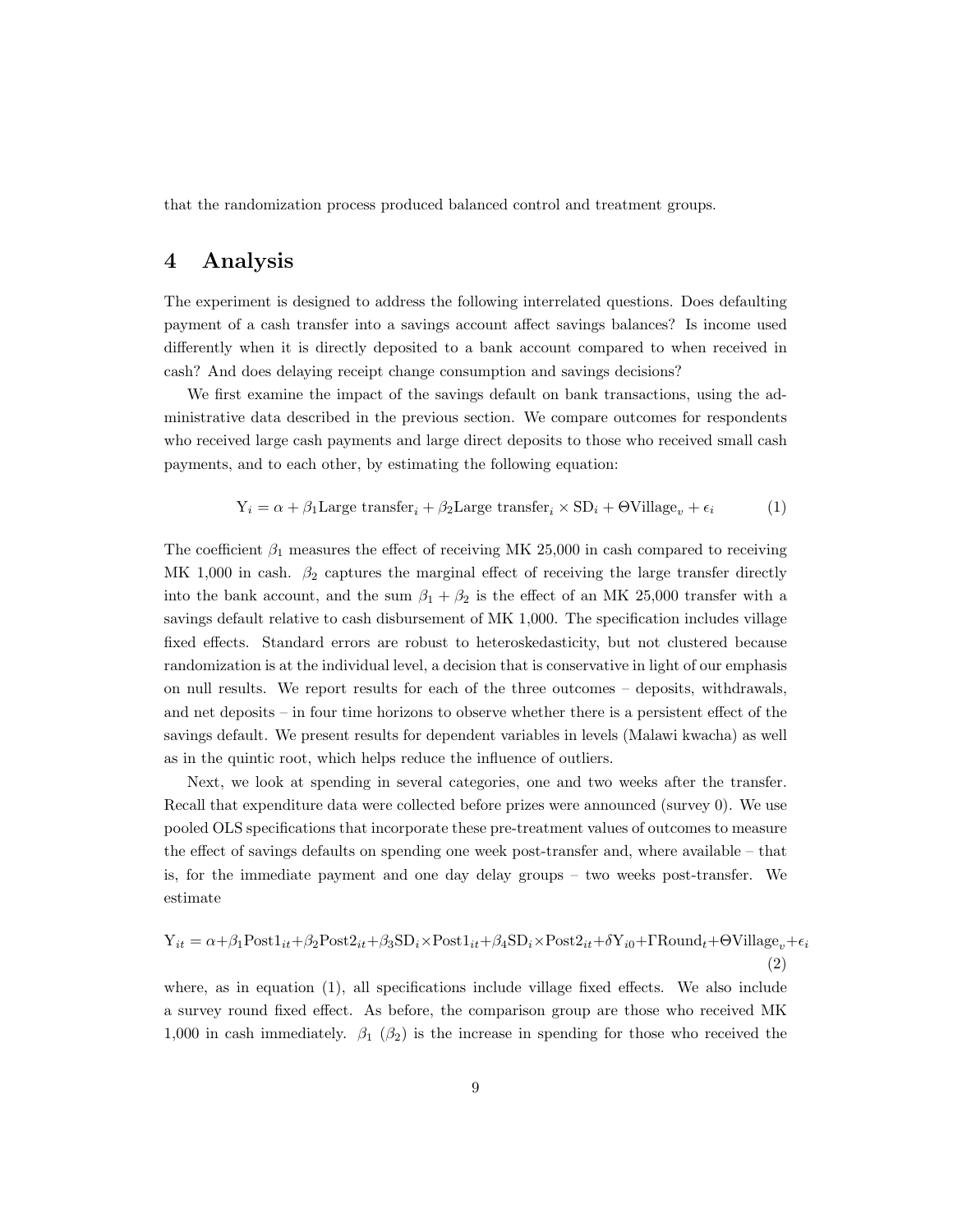that the randomization process produced balanced control and treatment groups.

# 4 Analysis

The experiment is designed to address the following interrelated questions. Does defaulting payment of a cash transfer into a savings account affect savings balances? Is income used differently when it is directly deposited to a bank account compared to when received in cash? And does delaying receipt change consumption and savings decisions?

We first examine the impact of the savings default on bank transactions, using the administrative data described in the previous section. We compare outcomes for respondents who received large cash payments and large direct deposits to those who received small cash payments, and to each other, by estimating the following equation:

$$\mathrm{Y}_i = \alpha + \beta_1 \text{Large transfer}_i + \beta_2 \text{Large transfer}_i \times \text{SD}_i + \Theta \text{Village}_v + \epsilon_i \tag{1}$$

The coefficient $\beta_1$ measures the effect of receiving MK 25,000 in cash compared to receiving MK 1,000 in cash. $\beta_2$ captures the marginal effect of receiving the large transfer directly into the bank account, and the sum $\beta_1 + \beta_2$ is the effect of an MK 25,000 transfer with a savings default relative to cash disbursement of MK 1,000. The specification includes village fixed effects. Standard errors are robust to heteroskedasticity, but not clustered because randomization is at the individual level, a decision that is conservative in light of our emphasis on null results. We report results for each of the three outcomes – deposits, withdrawals, and net deposits – in four time horizons to observe whether there is a persistent effect of the savings default. We present results for dependent variables in levels (Malawi kwacha) as well as in the quintic root, which helps reduce the influence of outliers.

Next, we look at spending in several categories, one and two weeks after the transfer. Recall that expenditure data were collected before prizes were announced (survey 0). We use pooled OLS specifications that incorporate these pre-treatment values of outcomes to measure the effect of savings defaults on spending one week post-transfer and, where available – that is, for the immediate payment and one day delay groups – two weeks post-transfer. We estimate

$$\mathrm{Y}_{it} = \alpha + \beta_1 \text{Post1}_{it} + \beta_2 \text{Post2}_{it} + \beta_3 \text{SD}_i \times \text{Post1}_{it} + \beta_4 \text{SD}_i \times \text{Post2}_{it} + \delta \mathrm{Y}_{i0} + \Gamma \text{Round}_t + \Theta \text{Village}_v + \epsilon_i \tag{2}$$

where, as in equation (1), all specifications include village fixed effects. We also include a survey round fixed effect. As before, the comparison group are those who received MK 1,000 in cash immediately. $\beta_1$ ($\beta_2$) is the increase in spending for those who received the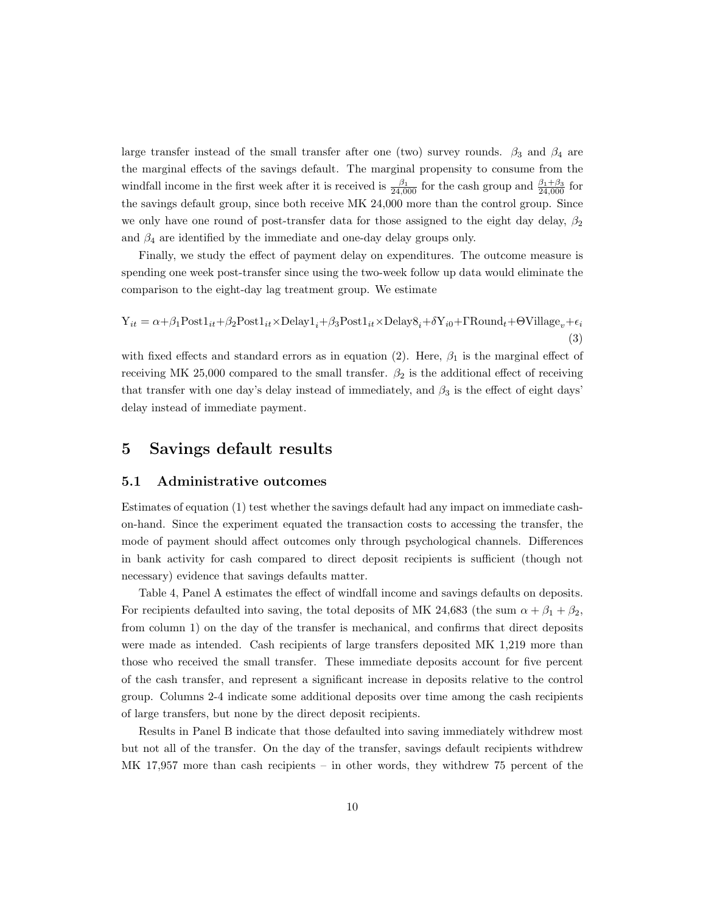large transfer instead of the small transfer after one (two) survey rounds. $\beta_3$ and $\beta_4$ are the marginal effects of the savings default. The marginal propensity to consume from the windfall income in the first week after it is received is $\frac{\beta_1}{24,000}$ for the cash group and $\frac{\beta_1+\beta_3}{24,000}$ for the savings default group, since both receive MK 24,000 more than the control group. Since we only have one round of post-transfer data for those assigned to the eight day delay, $\beta_2$ and $\beta_4$ are identified by the immediate and one-day delay groups only.

Finally, we study the effect of payment delay on expenditures. The outcome measure is spending one week post-transfer since using the two-week follow up data would eliminate the comparison to the eight-day lag treatment group. We estimate

$$\mathrm{Y}_{it} = \alpha + \beta_1 \mathrm{Post1}_{it} + \beta_2 \mathrm{Post1}_{it} \times \mathrm{Delay1}_i + \beta_3 \mathrm{Post1}_{it} \times \mathrm{Delay8}_i + \delta \mathrm{Y}_{i0} + \Gamma \mathrm{Round}_t + \Theta \mathrm{Village}_v + \epsilon_i \quad (3)$$

with fixed effects and standard errors as in equation (2). Here, $\beta_1$ is the marginal effect of receiving MK 25,000 compared to the small transfer. $\beta_2$ is the additional effect of receiving that transfer with one day's delay instead of immediately, and $\beta_3$ is the effect of eight days' delay instead of immediate payment.

# 5 Savings default results

## 5.1 Administrative outcomes

Estimates of equation (1) test whether the savings default had any impact on immediate cash-on-hand. Since the experiment equated the transaction costs to accessing the transfer, the mode of payment should affect outcomes only through psychological channels. Differences in bank activity for cash compared to direct deposit recipients is sufficient (though not necessary) evidence that savings defaults matter.

Table 4, Panel A estimates the effect of windfall income and savings defaults on deposits. For recipients defaulted into saving, the total deposits of MK 24,683 (the sum $\alpha + \beta_1 + \beta_2$, from column 1) on the day of the transfer is mechanical, and confirms that direct deposits were made as intended. Cash recipients of large transfers deposited MK 1,219 more than those who received the small transfer. These immediate deposits account for five percent of the cash transfer, and represent a significant increase in deposits relative to the control group. Columns 2-4 indicate some additional deposits over time among the cash recipients of large transfers, but none by the direct deposit recipients.

Results in Panel B indicate that those defaulted into saving immediately withdrew most but not all of the transfer. On the day of the transfer, savings default recipients withdrew MK 17,957 more than cash recipients – in other words, they withdrew 75 percent of the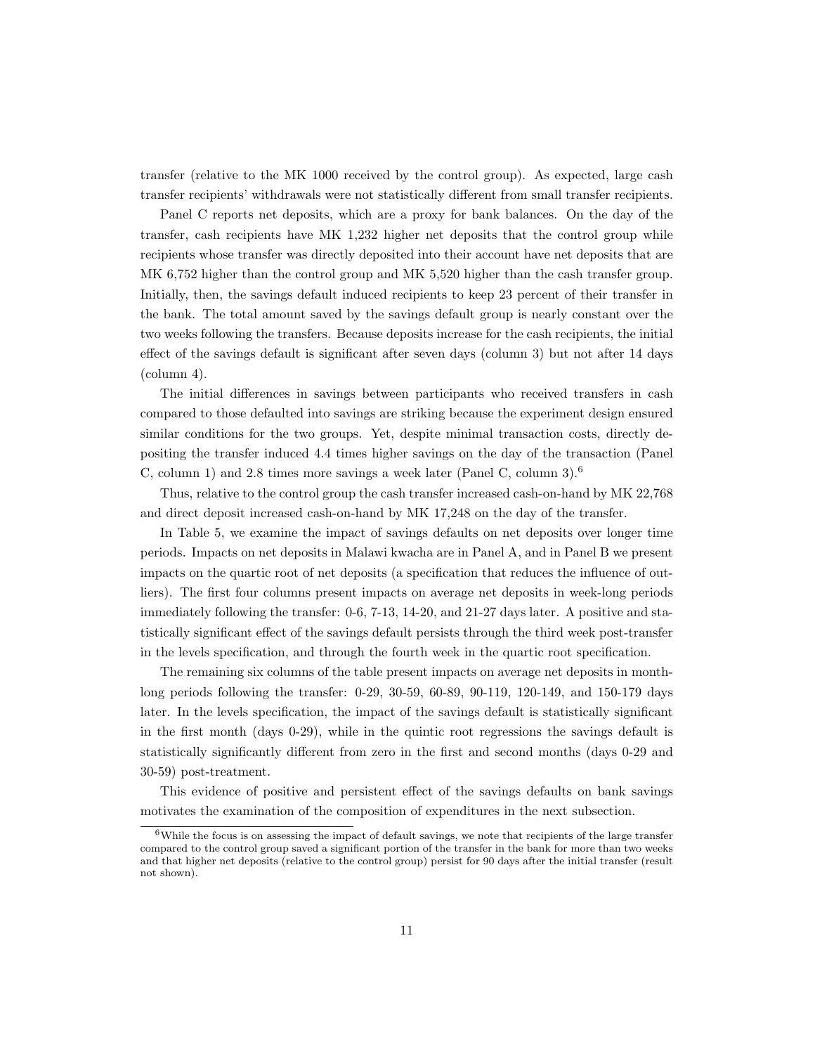transfer (relative to the MK 1000 received by the control group). As expected, large cash transfer recipients' withdrawals were not statistically different from small transfer recipients.

Panel C reports net deposits, which are a proxy for bank balances. On the day of the transfer, cash recipients have MK 1,232 higher net deposits that the control group while recipients whose transfer was directly deposited into their account have net deposits that are MK 6,752 higher than the control group and MK 5,520 higher than the cash transfer group. Initially, then, the savings default induced recipients to keep 23 percent of their transfer in the bank. The total amount saved by the savings default group is nearly constant over the two weeks following the transfers. Because deposits increase for the cash recipients, the initial effect of the savings default is significant after seven days (column 3) but not after 14 days (column 4).

The initial differences in savings between participants who received transfers in cash compared to those defaulted into savings are striking because the experiment design ensured similar conditions for the two groups. Yet, despite minimal transaction costs, directly depositing the transfer induced 4.4 times higher savings on the day of the transaction (Panel C, column 1) and 2.8 times more savings a week later (Panel C, column 3).[6]

Thus, relative to the control group the cash transfer increased cash-on-hand by MK 22,768 and direct deposit increased cash-on-hand by MK 17,248 on the day of the transfer.

In Table 5, we examine the impact of savings defaults on net deposits over longer time periods. Impacts on net deposits in Malawi kwacha are in Panel A, and in Panel B we present impacts on the quartic root of net deposits (a specification that reduces the influence of outliers). The first four columns present impacts on average net deposits in week-long periods immediately following the transfer: 0-6, 7-13, 14-20, and 21-27 days later. A positive and statistically significant effect of the savings default persists through the third week post-transfer in the levels specification, and through the fourth week in the quartic root specification.

The remaining six columns of the table present impacts on average net deposits in month-long periods following the transfer: 0-29, 30-59, 60-89, 90-119, 120-149, and 150-179 days later. In the levels specification, the impact of the savings default is statistically significant in the first month (days 0-29), while in the quintic root regressions the savings default is statistically significantly different from zero in the first and second months (days 0-29 and 30-59) post-treatment.

This evidence of positive and persistent effect of the savings defaults on bank savings motivates the examination of the composition of expenditures in the next subsection.

[6] While the focus is on assessing the impact of default savings, we note that recipients of the large transfer compared to the control group saved a significant portion of the transfer in the bank for more than two weeks and that higher net deposits (relative to the control group) persist for 90 days after the initial transfer (result not shown).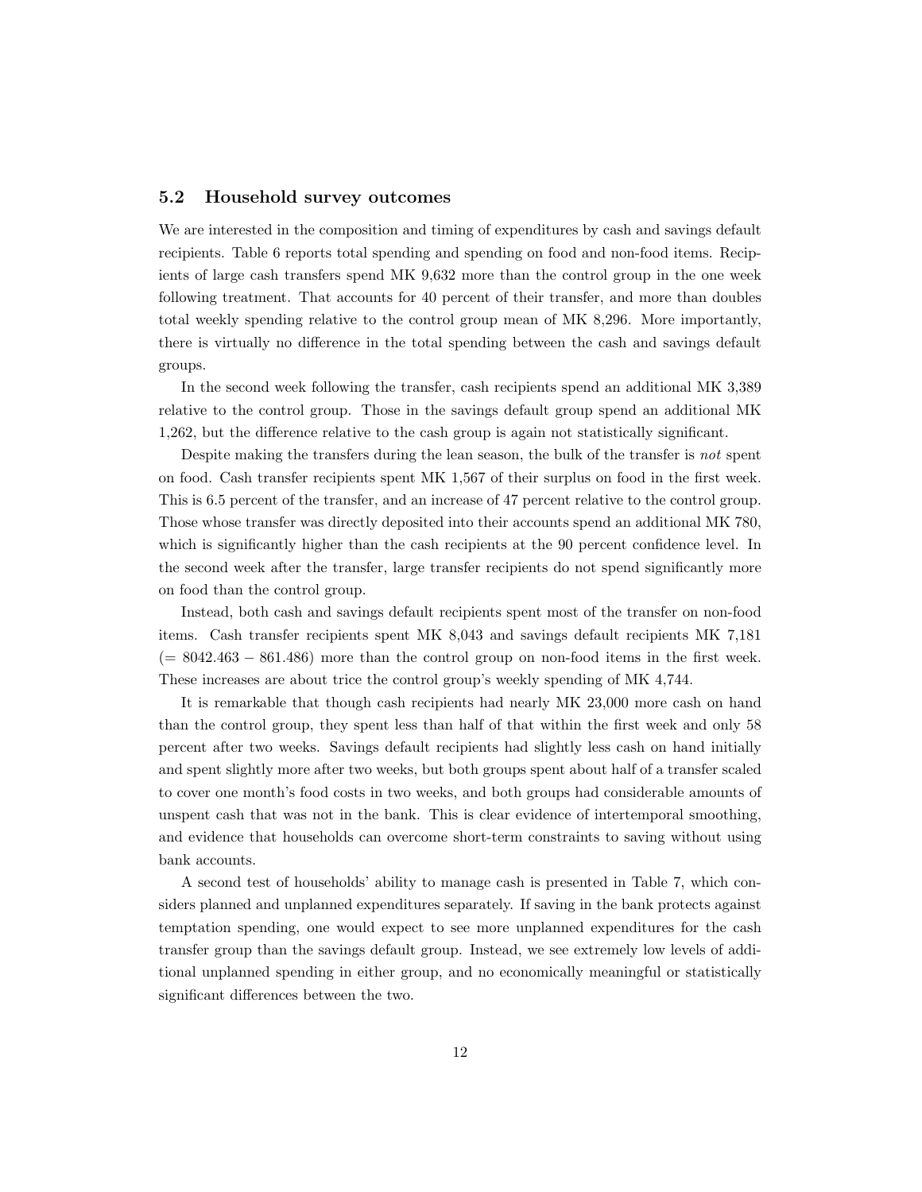### 5.2 Household survey outcomes

We are interested in the composition and timing of expenditures by cash and savings default recipients. Table 6 reports total spending and spending on food and non-food items. Recipients of large cash transfers spend MK 9,632 more than the control group in the one week following treatment. That accounts for 40 percent of their transfer, and more than doubles total weekly spending relative to the control group mean of MK 8,296. More importantly, there is virtually no difference in the total spending between the cash and savings default groups.

In the second week following the transfer, cash recipients spend an additional MK 3,389 relative to the control group. Those in the savings default group spend an additional MK 1,262, but the difference relative to the cash group is again not statistically significant.

Despite making the transfers during the lean season, the bulk of the transfer is *not* spent on food. Cash transfer recipients spent MK 1,567 of their surplus on food in the first week. This is 6.5 percent of the transfer, and an increase of 47 percent relative to the control group. Those whose transfer was directly deposited into their accounts spend an additional MK 780, which is significantly higher than the cash recipients at the 90 percent confidence level. In the second week after the transfer, large transfer recipients do not spend significantly more on food than the control group.

Instead, both cash and savings default recipients spent most of the transfer on non-food items. Cash transfer recipients spent MK 8,043 and savings default recipients MK 7,181 ($= 8042.463 - 861.486$) more than the control group on non-food items in the first week. These increases are about trice the control group's weekly spending of MK 4,744.

It is remarkable that though cash recipients had nearly MK 23,000 more cash on hand than the control group, they spent less than half of that within the first week and only 58 percent after two weeks. Savings default recipients had slightly less cash on hand initially and spent slightly more after two weeks, but both groups spent about half of a transfer scaled to cover one month's food costs in two weeks, and both groups had considerable amounts of unspent cash that was not in the bank. This is clear evidence of intertemporal smoothing, and evidence that households can overcome short-term constraints to saving without using bank accounts.

A second test of households' ability to manage cash is presented in Table 7, which considers planned and unplanned expenditures separately. If saving in the bank protects against temptation spending, one would expect to see more unplanned expenditures for the cash transfer group than the savings default group. Instead, we see extremely low levels of additional unplanned spending in either group, and no economically meaningful or statistically significant differences between the two.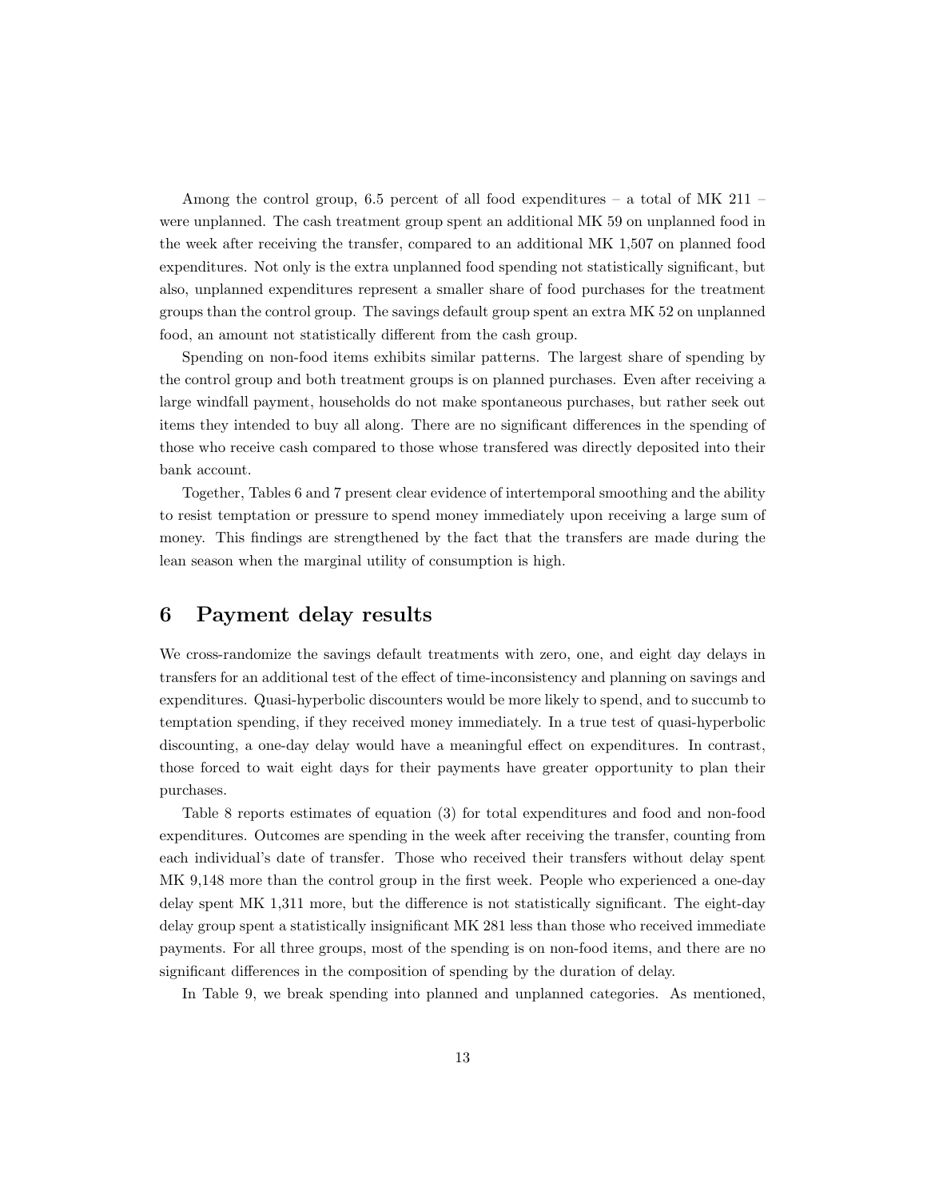Among the control group, 6.5 percent of all food expenditures – a total of MK 211 – were unplanned. The cash treatment group spent an additional MK 59 on unplanned food in the week after receiving the transfer, compared to an additional MK 1,507 on planned food expenditures. Not only is the extra unplanned food spending not statistically significant, but also, unplanned expenditures represent a smaller share of food purchases for the treatment groups than the control group. The savings default group spent an extra MK 52 on unplanned food, an amount not statistically different from the cash group.

Spending on non-food items exhibits similar patterns. The largest share of spending by the control group and both treatment groups is on planned purchases. Even after receiving a large windfall payment, households do not make spontaneous purchases, but rather seek out items they intended to buy all along. There are no significant differences in the spending of those who receive cash compared to those whose transfered was directly deposited into their bank account.

Together, Tables 6 and 7 present clear evidence of intertemporal smoothing and the ability to resist temptation or pressure to spend money immediately upon receiving a large sum of money. This findings are strengthened by the fact that the transfers are made during the lean season when the marginal utility of consumption is high.

# 6 Payment delay results

We cross-randomize the savings default treatments with zero, one, and eight day delays in transfers for an additional test of the effect of time-inconsistency and planning on savings and expenditures. Quasi-hyperbolic discounters would be more likely to spend, and to succumb to temptation spending, if they received money immediately. In a true test of quasi-hyperbolic discounting, a one-day delay would have a meaningful effect on expenditures. In contrast, those forced to wait eight days for their payments have greater opportunity to plan their purchases.

Table 8 reports estimates of equation (3) for total expenditures and food and non-food expenditures. Outcomes are spending in the week after receiving the transfer, counting from each individual's date of transfer. Those who received their transfers without delay spent MK 9,148 more than the control group in the first week. People who experienced a one-day delay spent MK 1,311 more, but the difference is not statistically significant. The eight-day delay group spent a statistically insignificant MK 281 less than those who received immediate payments. For all three groups, most of the spending is on non-food items, and there are no significant differences in the composition of spending by the duration of delay.

In Table 9, we break spending into planned and unplanned categories. As mentioned,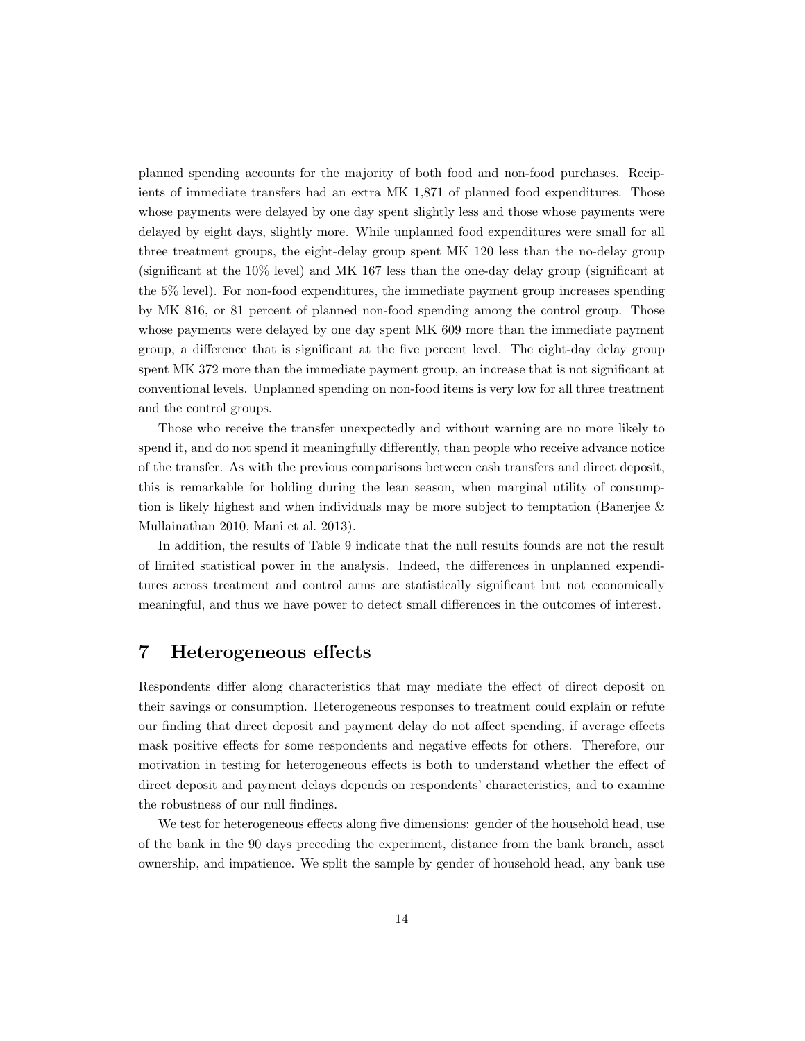planned spending accounts for the majority of both food and non-food purchases. Recipients of immediate transfers had an extra MK 1,871 of planned food expenditures. Those whose payments were delayed by one day spent slightly less and those whose payments were delayed by eight days, slightly more. While unplanned food expenditures were small for all three treatment groups, the eight-delay group spent MK 120 less than the no-delay group (significant at the 10% level) and MK 167 less than the one-day delay group (significant at the 5% level). For non-food expenditures, the immediate payment group increases spending by MK 816, or 81 percent of planned non-food spending among the control group. Those whose payments were delayed by one day spent MK 609 more than the immediate payment group, a difference that is significant at the five percent level. The eight-day delay group spent MK 372 more than the immediate payment group, an increase that is not significant at conventional levels. Unplanned spending on non-food items is very low for all three treatment and the control groups.

Those who receive the transfer unexpectedly and without warning are no more likely to spend it, and do not spend it meaningfully differently, than people who receive advance notice of the transfer. As with the previous comparisons between cash transfers and direct deposit, this is remarkable for holding during the lean season, when marginal utility of consumption is likely highest and when individuals may be more subject to temptation (Banerjee & Mullainathan 2010, Mani et al. 2013).

In addition, the results of Table 9 indicate that the null results founds are not the result of limited statistical power in the analysis. Indeed, the differences in unplanned expenditures across treatment and control arms are statistically significant but not economically meaningful, and thus we have power to detect small differences in the outcomes of interest.

# 7 Heterogeneous effects

Respondents differ along characteristics that may mediate the effect of direct deposit on their savings or consumption. Heterogeneous responses to treatment could explain or refute our finding that direct deposit and payment delay do not affect spending, if average effects mask positive effects for some respondents and negative effects for others. Therefore, our motivation in testing for heterogeneous effects is both to understand whether the effect of direct deposit and payment delays depends on respondents' characteristics, and to examine the robustness of our null findings.

We test for heterogeneous effects along five dimensions: gender of the household head, use of the bank in the 90 days preceding the experiment, distance from the bank branch, asset ownership, and impatience. We split the sample by gender of household head, any bank use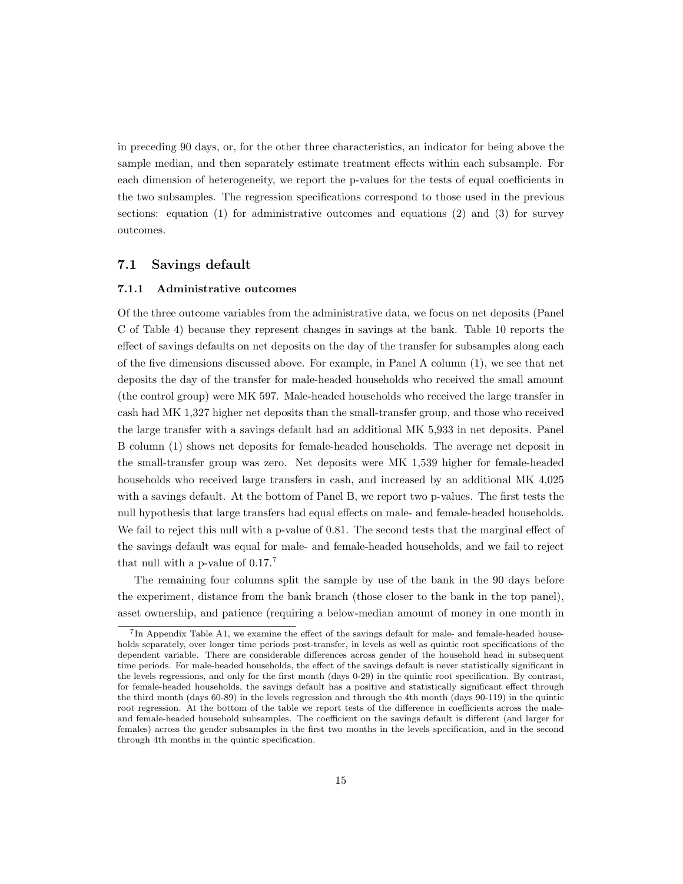in preceding 90 days, or, for the other three characteristics, an indicator for being above the sample median, and then separately estimate treatment effects within each subsample. For each dimension of heterogeneity, we report the p-values for the tests of equal coefficients in the two subsamples. The regression specifications correspond to those used in the previous sections: equation (1) for administrative outcomes and equations (2) and (3) for survey outcomes.

## 7.1 Savings default

### 7.1.1 Administrative outcomes

Of the three outcome variables from the administrative data, we focus on net deposits (Panel C of Table 4) because they represent changes in savings at the bank. Table 10 reports the effect of savings defaults on net deposits on the day of the transfer for subsamples along each of the five dimensions discussed above. For example, in Panel A column (1), we see that net deposits the day of the transfer for male-headed households who received the small amount (the control group) were MK 597. Male-headed households who received the large transfer in cash had MK 1,327 higher net deposits than the small-transfer group, and those who received the large transfer with a savings default had an additional MK 5,933 in net deposits. Panel B column (1) shows net deposits for female-headed households. The average net deposit in the small-transfer group was zero. Net deposits were MK 1,539 higher for female-headed households who received large transfers in cash, and increased by an additional MK 4,025 with a savings default. At the bottom of Panel B, we report two p-values. The first tests the null hypothesis that large transfers had equal effects on male- and female-headed households. We fail to reject this null with a p-value of 0.81. The second tests that the marginal effect of the savings default was equal for male- and female-headed households, and we fail to reject that null with a p-value of 0.17.[7]

The remaining four columns split the sample by use of the bank in the 90 days before the experiment, distance from the bank branch (those closer to the bank in the top panel), asset ownership, and patience (requiring a below-median amount of money in one month in

[7]In Appendix Table A1, we examine the effect of the savings default for male- and female-headed households separately, over longer time periods post-transfer, in levels as well as quintic root specifications of the dependent variable. There are considerable differences across gender of the household head in subsequent time periods. For male-headed households, the effect of the savings default is never statistically significant in the levels regressions, and only for the first month (days 0-29) in the quintic root specification. By contrast, for female-headed households, the savings default has a positive and statistically significant effect through the third month (days 60-89) in the levels regression and through the 4th month (days 90-119) in the quintic root regression. At the bottom of the table we report tests of the difference in coefficients across the male- and female-headed household subsamples. The coefficient on the savings default is different (and larger for females) across the gender subsamples in the first two months in the levels specification, and in the second through 4th months in the quintic specification.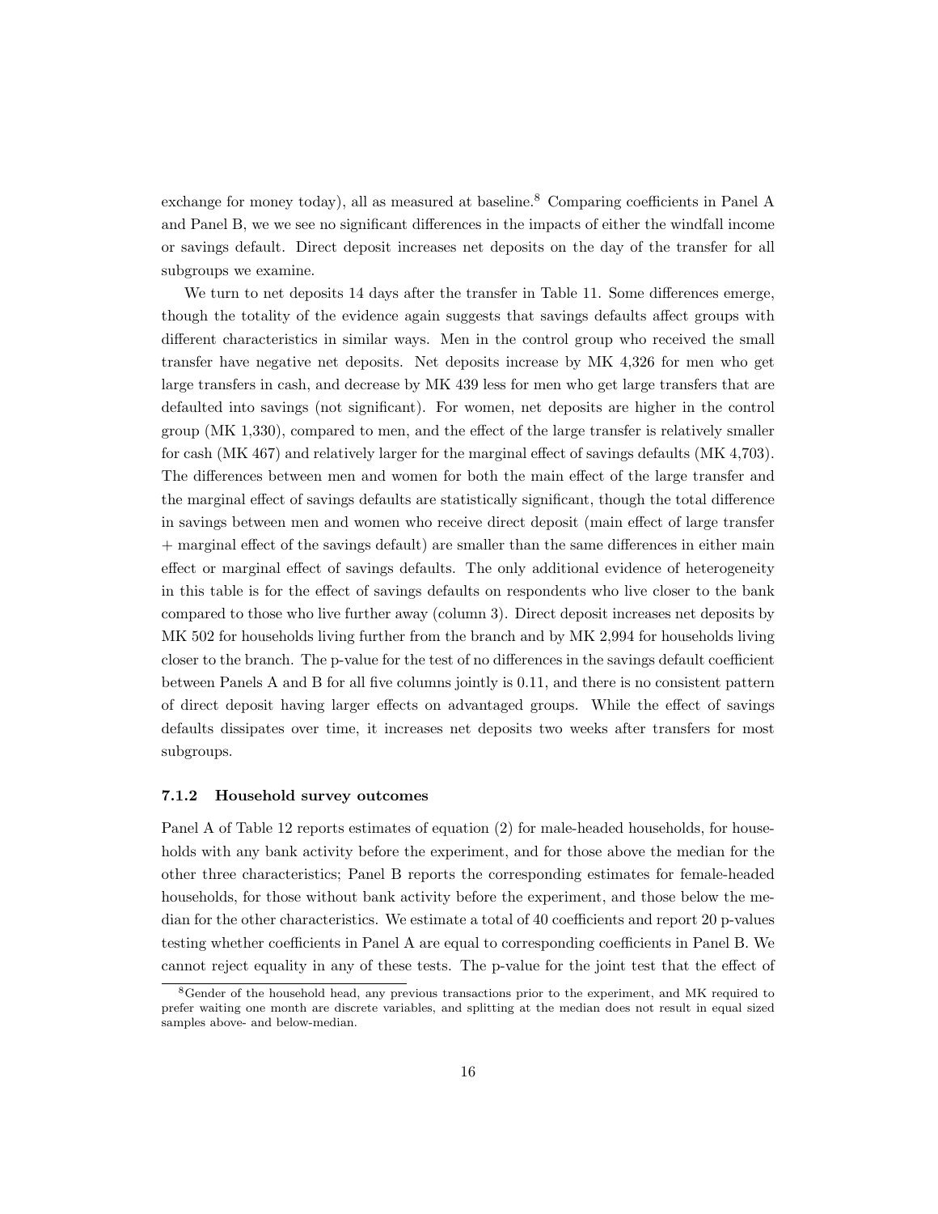exchange for money today), all as measured at baseline.[8] Comparing coefficients in Panel A and Panel B, we we see no significant differences in the impacts of either the windfall income or savings default. Direct deposit increases net deposits on the day of the transfer for all subgroups we examine.

We turn to net deposits 14 days after the transfer in Table 11. Some differences emerge, though the totality of the evidence again suggests that savings defaults affect groups with different characteristics in similar ways. Men in the control group who received the small transfer have negative net deposits. Net deposits increase by MK 4,326 for men who get large transfers in cash, and decrease by MK 439 less for men who get large transfers that are defaulted into savings (not significant). For women, net deposits are higher in the control group (MK 1,330), compared to men, and the effect of the large transfer is relatively smaller for cash (MK 467) and relatively larger for the marginal effect of savings defaults (MK 4,703). The differences between men and women for both the main effect of the large transfer and the marginal effect of savings defaults are statistically significant, though the total difference in savings between men and women who receive direct deposit (main effect of large transfer + marginal effect of the savings default) are smaller than the same differences in either main effect or marginal effect of savings defaults. The only additional evidence of heterogeneity in this table is for the effect of savings defaults on respondents who live closer to the bank compared to those who live further away (column 3). Direct deposit increases net deposits by MK 502 for households living further from the branch and by MK 2,994 for households living closer to the branch. The p-value for the test of no differences in the savings default coefficient between Panels A and B for all five columns jointly is 0.11, and there is no consistent pattern of direct deposit having larger effects on advantaged groups. While the effect of savings defaults dissipates over time, it increases net deposits two weeks after transfers for most subgroups.

### 7.1.2 Household survey outcomes

Panel A of Table 12 reports estimates of equation (2) for male-headed households, for households with any bank activity before the experiment, and for those above the median for the other three characteristics; Panel B reports the corresponding estimates for female-headed households, for those without bank activity before the experiment, and those below the median for the other characteristics. We estimate a total of 40 coefficients and report 20 p-values testing whether coefficients in Panel A are equal to corresponding coefficients in Panel B. We cannot reject equality in any of these tests. The p-value for the joint test that the effect of

[8] Gender of the household head, any previous transactions prior to the experiment, and MK required to prefer waiting one month are discrete variables, and splitting at the median does not result in equal sized samples above- and below-median.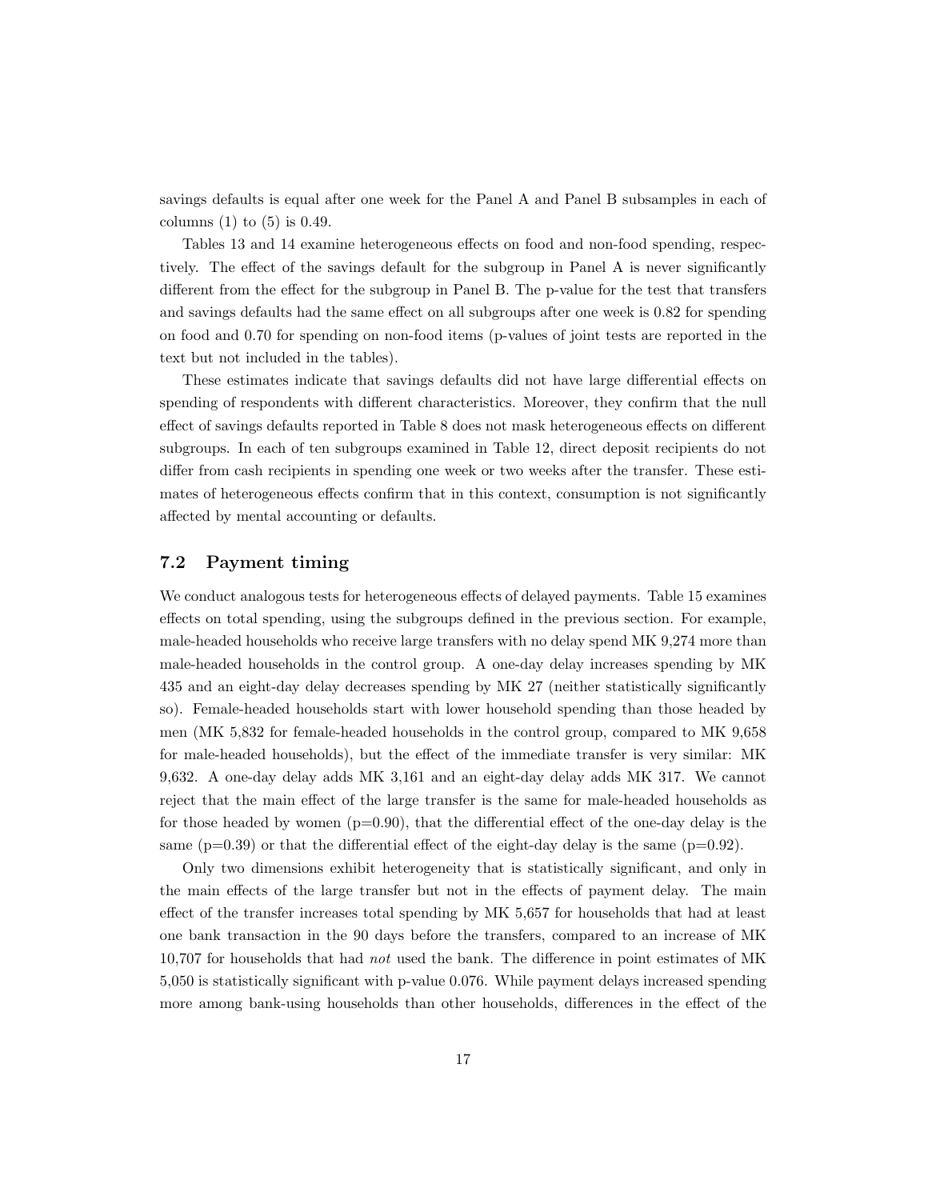savings defaults is equal after one week for the Panel A and Panel B subsamples in each of columns (1) to (5) is 0.49.

Tables 13 and 14 examine heterogeneous effects on food and non-food spending, respectively. The effect of the savings default for the subgroup in Panel A is never significantly different from the effect for the subgroup in Panel B. The p-value for the test that transfers and savings defaults had the same effect on all subgroups after one week is 0.82 for spending on food and 0.70 for spending on non-food items (p-values of joint tests are reported in the text but not included in the tables).

These estimates indicate that savings defaults did not have large differential effects on spending of respondents with different characteristics. Moreover, they confirm that the null effect of savings defaults reported in Table 8 does not mask heterogeneous effects on different subgroups. In each of ten subgroups examined in Table 12, direct deposit recipients do not differ from cash recipients in spending one week or two weeks after the transfer. These estimates of heterogeneous effects confirm that in this context, consumption is not significantly affected by mental accounting or defaults.

## 7.2 Payment timing

We conduct analogous tests for heterogeneous effects of delayed payments. Table 15 examines effects on total spending, using the subgroups defined in the previous section. For example, male-headed households who receive large transfers with no delay spend MK 9,274 more than male-headed households in the control group. A one-day delay increases spending by MK 435 and an eight-day delay decreases spending by MK 27 (neither statistically significantly so). Female-headed households start with lower household spending than those headed by men (MK 5,832 for female-headed households in the control group, compared to MK 9,658 for male-headed households), but the effect of the immediate transfer is very similar: MK 9,632. A one-day delay adds MK 3,161 and an eight-day delay adds MK 317. We cannot reject that the main effect of the large transfer is the same for male-headed households as for those headed by women (p=0.90), that the differential effect of the one-day delay is the same (p=0.39) or that the differential effect of the eight-day delay is the same (p=0.92).

Only two dimensions exhibit heterogeneity that is statistically significant, and only in the main effects of the large transfer but not in the effects of payment delay. The main effect of the transfer increases total spending by MK 5,657 for households that had at least one bank transaction in the 90 days before the transfers, compared to an increase of MK 10,707 for households that had *not* used the bank. The difference in point estimates of MK 5,050 is statistically significant with p-value 0.076. While payment delays increased spending more among bank-using households than other households, differences in the effect of the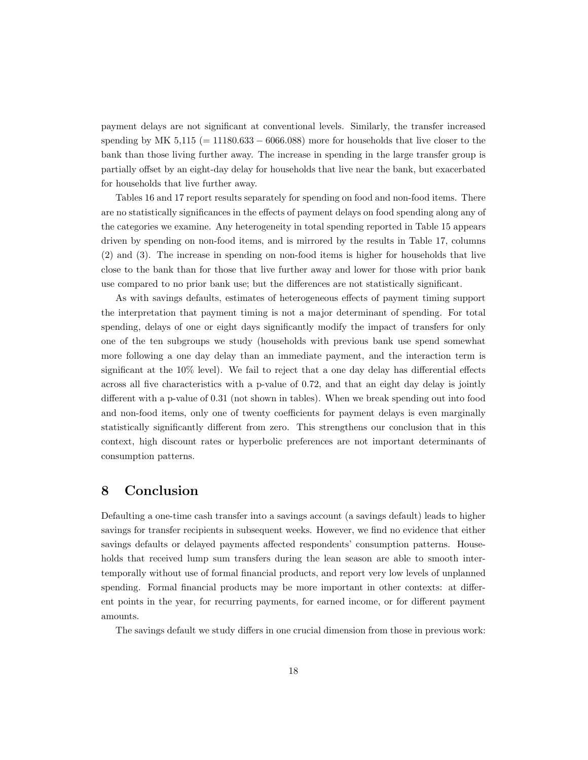payment delays are not significant at conventional levels. Similarly, the transfer increased spending by MK 5,115 ($= 11180.633 - 6066.088$) more for households that live closer to the bank than those living further away. The increase in spending in the large transfer group is partially offset by an eight-day delay for households that live near the bank, but exacerbated for households that live further away.

Tables 16 and 17 report results separately for spending on food and non-food items. There are no statistically significances in the effects of payment delays on food spending along any of the categories we examine. Any heterogeneity in total spending reported in Table 15 appears driven by spending on non-food items, and is mirrored by the results in Table 17, columns (2) and (3). The increase in spending on non-food items is higher for households that live close to the bank than for those that live further away and lower for those with prior bank use compared to no prior bank use; but the differences are not statistically significant.

As with savings defaults, estimates of heterogeneous effects of payment timing support the interpretation that payment timing is not a major determinant of spending. For total spending, delays of one or eight days significantly modify the impact of transfers for only one of the ten subgroups we study (households with previous bank use spend somewhat more following a one day delay than an immediate payment, and the interaction term is significant at the 10% level). We fail to reject that a one day delay has differential effects across all five characteristics with a p-value of 0.72, and that an eight day delay is jointly different with a p-value of 0.31 (not shown in tables). When we break spending out into food and non-food items, only one of twenty coefficients for payment delays is even marginally statistically significantly different from zero. This strengthens our conclusion that in this context, high discount rates or hyperbolic preferences are not important determinants of consumption patterns.

# 8 Conclusion

Defaulting a one-time cash transfer into a savings account (a savings default) leads to higher savings for transfer recipients in subsequent weeks. However, we find no evidence that either savings defaults or delayed payments affected respondents' consumption patterns. Households that received lump sum transfers during the lean season are able to smooth intertemporally without use of formal financial products, and report very low levels of unplanned spending. Formal financial products may be more important in other contexts: at different points in the year, for recurring payments, for earned income, or for different payment amounts.

The savings default we study differs in one crucial dimension from those in previous work: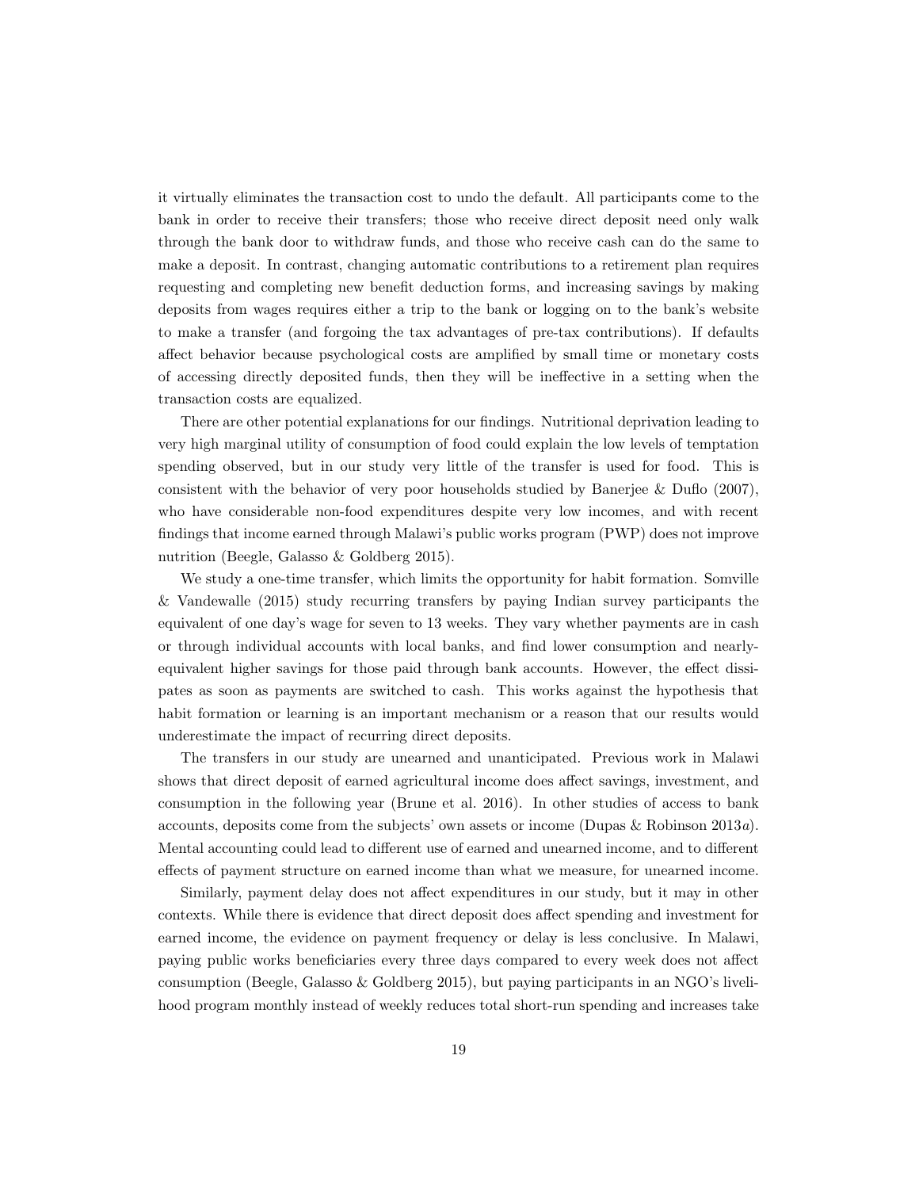it virtually eliminates the transaction cost to undo the default. All participants come to the bank in order to receive their transfers; those who receive direct deposit need only walk through the bank door to withdraw funds, and those who receive cash can do the same to make a deposit. In contrast, changing automatic contributions to a retirement plan requires requesting and completing new benefit deduction forms, and increasing savings by making deposits from wages requires either a trip to the bank or logging on to the bank's website to make a transfer (and forgoing the tax advantages of pre-tax contributions). If defaults affect behavior because psychological costs are amplified by small time or monetary costs of accessing directly deposited funds, then they will be ineffective in a setting when the transaction costs are equalized.

There are other potential explanations for our findings. Nutritional deprivation leading to very high marginal utility of consumption of food could explain the low levels of temptation spending observed, but in our study very little of the transfer is used for food. This is consistent with the behavior of very poor households studied by Banerjee & Duflo (2007), who have considerable non-food expenditures despite very low incomes, and with recent findings that income earned through Malawi's public works program (PWP) does not improve nutrition (Beegle, Galasso & Goldberg 2015).

We study a one-time transfer, which limits the opportunity for habit formation. Somville & Vandewalle (2015) study recurring transfers by paying Indian survey participants the equivalent of one day's wage for seven to 13 weeks. They vary whether payments are in cash or through individual accounts with local banks, and find lower consumption and nearly-equivalent higher savings for those paid through bank accounts. However, the effect dissipates as soon as payments are switched to cash. This works against the hypothesis that habit formation or learning is an important mechanism or a reason that our results would underestimate the impact of recurring direct deposits.

The transfers in our study are unearned and unanticipated. Previous work in Malawi shows that direct deposit of earned agricultural income does affect savings, investment, and consumption in the following year (Brune et al. 2016). In other studies of access to bank accounts, deposits come from the subjects' own assets or income (Dupas & Robinson 2013*a*). Mental accounting could lead to different use of earned and unearned income, and to different effects of payment structure on earned income than what we measure, for unearned income.

Similarly, payment delay does not affect expenditures in our study, but it may in other contexts. While there is evidence that direct deposit does affect spending and investment for earned income, the evidence on payment frequency or delay is less conclusive. In Malawi, paying public works beneficiaries every three days compared to every week does not affect consumption (Beegle, Galasso & Goldberg 2015), but paying participants in an NGO's livelihood program monthly instead of weekly reduces total short-run spending and increases take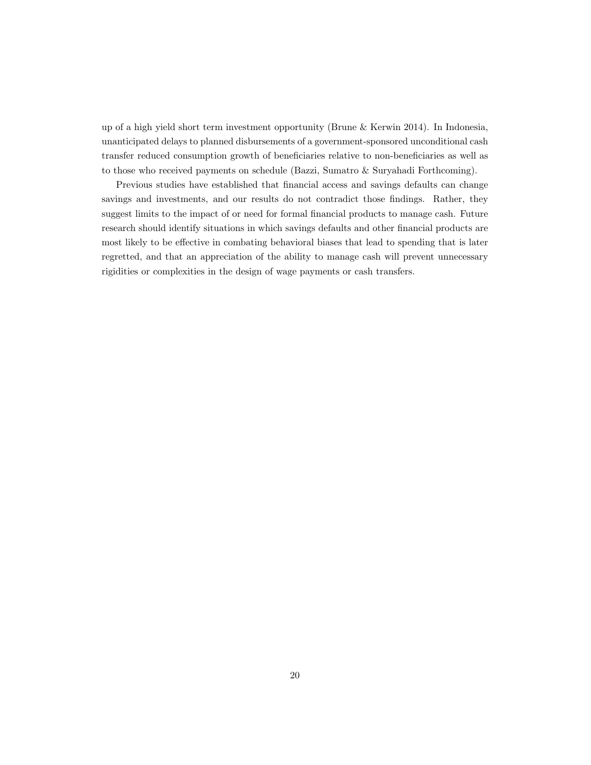up of a high yield short term investment opportunity (Brune & Kerwin 2014). In Indonesia, unanticipated delays to planned disbursements of a government-sponsored unconditional cash transfer reduced consumption growth of beneficiaries relative to non-beneficiaries as well as to those who received payments on schedule (Bazzi, Sumatro & Suryahadi Forthcoming).

Previous studies have established that financial access and savings defaults can change savings and investments, and our results do not contradict those findings. Rather, they suggest limits to the impact of or need for formal financial products to manage cash. Future research should identify situations in which savings defaults and other financial products are most likely to be effective in combating behavioral biases that lead to spending that is later regretted, and that an appreciation of the ability to manage cash will prevent unnecessary rigidities or complexities in the design of wage payments or cash transfers.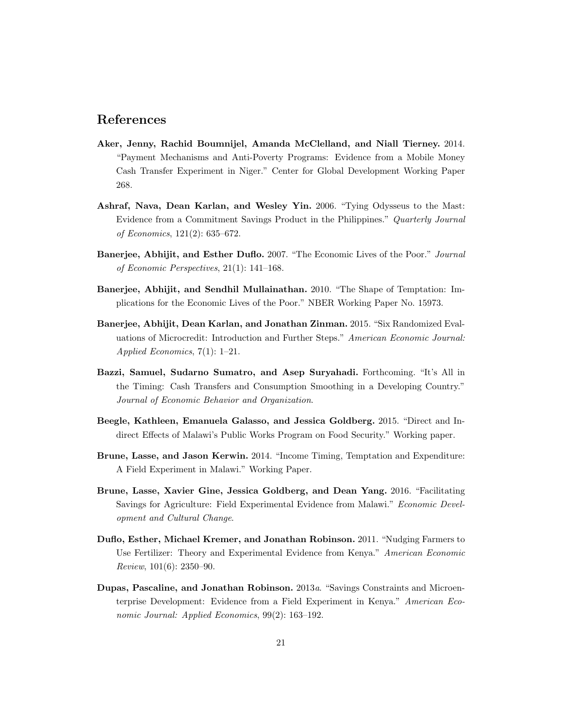## References

**Aker, Jenny, Rachid Boumnijel, Amanda McClelland, and Niall Tierney.** 2014. "Payment Mechanisms and Anti-Poverty Programs: Evidence from a Mobile Money Cash Transfer Experiment in Niger." Center for Global Development Working Paper 268.

**Ashraf, Nava, Dean Karlan, and Wesley Yin.** 2006. "Tying Odysseus to the Mast: Evidence from a Commitment Savings Product in the Philippines." *Quarterly Journal of Economics*, 121(2): 635–672.

**Banerjee, Abhijit, and Esther Duflo.** 2007. "The Economic Lives of the Poor." *Journal of Economic Perspectives*, 21(1): 141–168.

**Banerjee, Abhijit, and Sendhil Mullainathan.** 2010. "The Shape of Temptation: Implications for the Economic Lives of the Poor." NBER Working Paper No. 15973.

**Banerjee, Abhijit, Dean Karlan, and Jonathan Zinman.** 2015. "Six Randomized Evaluations of Microcredit: Introduction and Further Steps." *American Economic Journal: Applied Economics*, 7(1): 1–21.

**Bazzi, Samuel, Sudarno Sumatro, and Asep Suryahadi.** Forthcoming. "It's All in the Timing: Cash Transfers and Consumption Smoothing in a Developing Country." *Journal of Economic Behavior and Organization*.

**Beegle, Kathleen, Emanuela Galasso, and Jessica Goldberg.** 2015. "Direct and Indirect Effects of Malawi's Public Works Program on Food Security." Working paper.

**Brune, Lasse, and Jason Kerwin.** 2014. "Income Timing, Temptation and Expenditure: A Field Experiment in Malawi." Working Paper.

**Brune, Lasse, Xavier Gine, Jessica Goldberg, and Dean Yang.** 2016. "Facilitating Savings for Agriculture: Field Experimental Evidence from Malawi." *Economic Development and Cultural Change*.

**Duflo, Esther, Michael Kremer, and Jonathan Robinson.** 2011. "Nudging Farmers to Use Fertilizer: Theory and Experimental Evidence from Kenya." *American Economic Review*, 101(6): 2350–90.

**Dupas, Pascaline, and Jonathan Robinson.** 2013*a*. "Savings Constraints and Microenterprise Development: Evidence from a Field Experiment in Kenya." *American Economic Journal: Applied Economics*, 99(2): 163–192.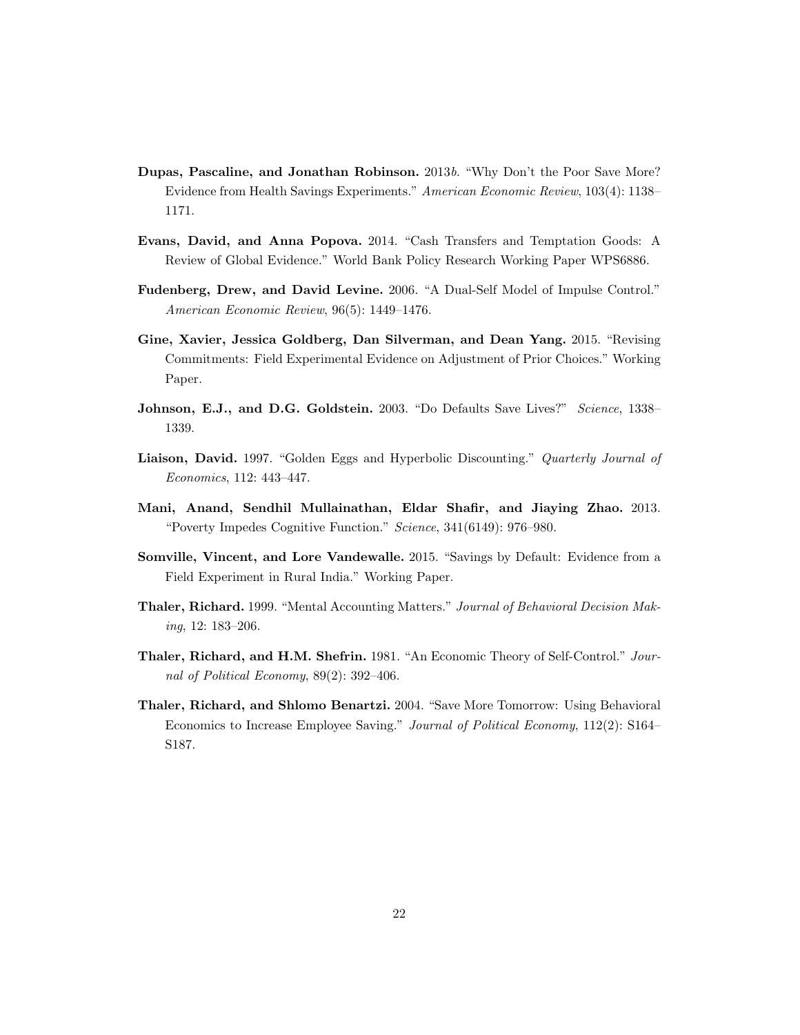**Dupas, Pascaline, and Jonathan Robinson.** 2013*b*. "Why Don't the Poor Save More? Evidence from Health Savings Experiments." *American Economic Review*, 103(4): 1138–1171.

**Evans, David, and Anna Popova.** 2014. "Cash Transfers and Temptation Goods: A Review of Global Evidence." World Bank Policy Research Working Paper WPS6886.

**Fudenberg, Drew, and David Levine.** 2006. "A Dual-Self Model of Impulse Control." *American Economic Review*, 96(5): 1449–1476.

**Gine, Xavier, Jessica Goldberg, Dan Silverman, and Dean Yang.** 2015. "Revising Commitments: Field Experimental Evidence on Adjustment of Prior Choices." Working Paper.

**Johnson, E.J., and D.G. Goldstein.** 2003. "Do Defaults Save Lives?" *Science*, 1338–1339.

**Liaison, David.** 1997. "Golden Eggs and Hyperbolic Discounting." *Quarterly Journal of Economics*, 112: 443–447.

**Mani, Anand, Sendhil Mullainathan, Eldar Shafir, and Jiaying Zhao.** 2013. "Poverty Impedes Cognitive Function." *Science*, 341(6149): 976–980.

**Somville, Vincent, and Lore Vandewalle.** 2015. "Savings by Default: Evidence from a Field Experiment in Rural India." Working Paper.

**Thaler, Richard.** 1999. "Mental Accounting Matters." *Journal of Behavioral Decision Making*, 12: 183–206.

**Thaler, Richard, and H.M. Shefrin.** 1981. "An Economic Theory of Self-Control." *Journal of Political Economy*, 89(2): 392–406.

**Thaler, Richard, and Shlomo Benartzi.** 2004. "Save More Tomorrow: Using Behavioral Economics to Increase Employee Saving." *Journal of Political Economy*, 112(2): S164–S187.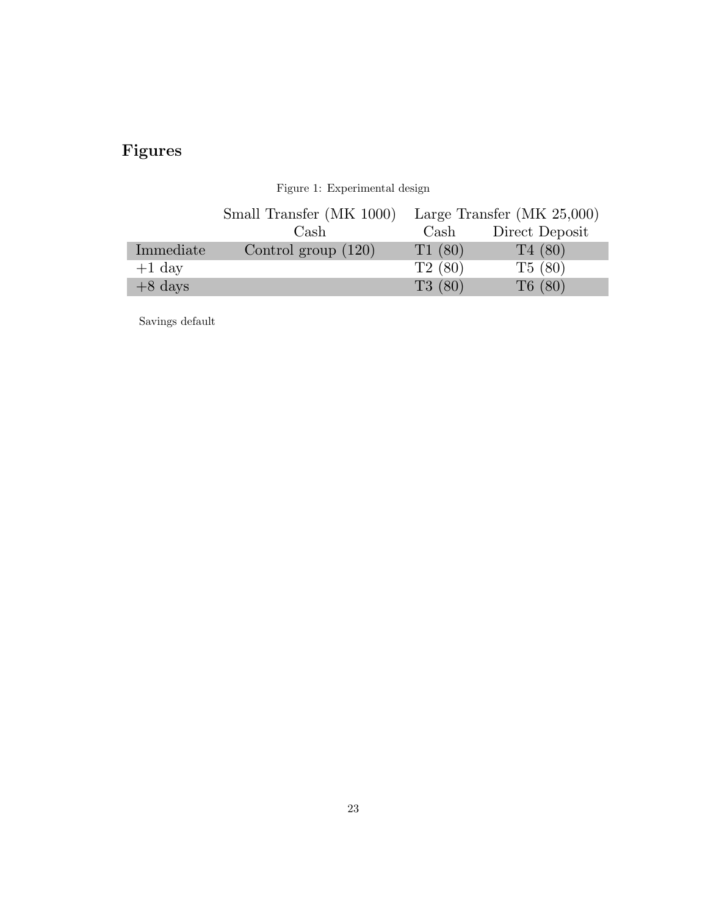# Figures

Figure 1: Experimental design

| | Small Transfer (MK 1000) | Large Transfer (MK 25,000) | |
|---|---|---|---|
| | Cash | Cash | Direct Deposit |
| Immediate | Control group (120) | T1 (80) | T4 (80) |
| +1 day | | T2 (80) | T5 (80) |
| +8 days | | T3 (80) | T6 (80) |

Savings default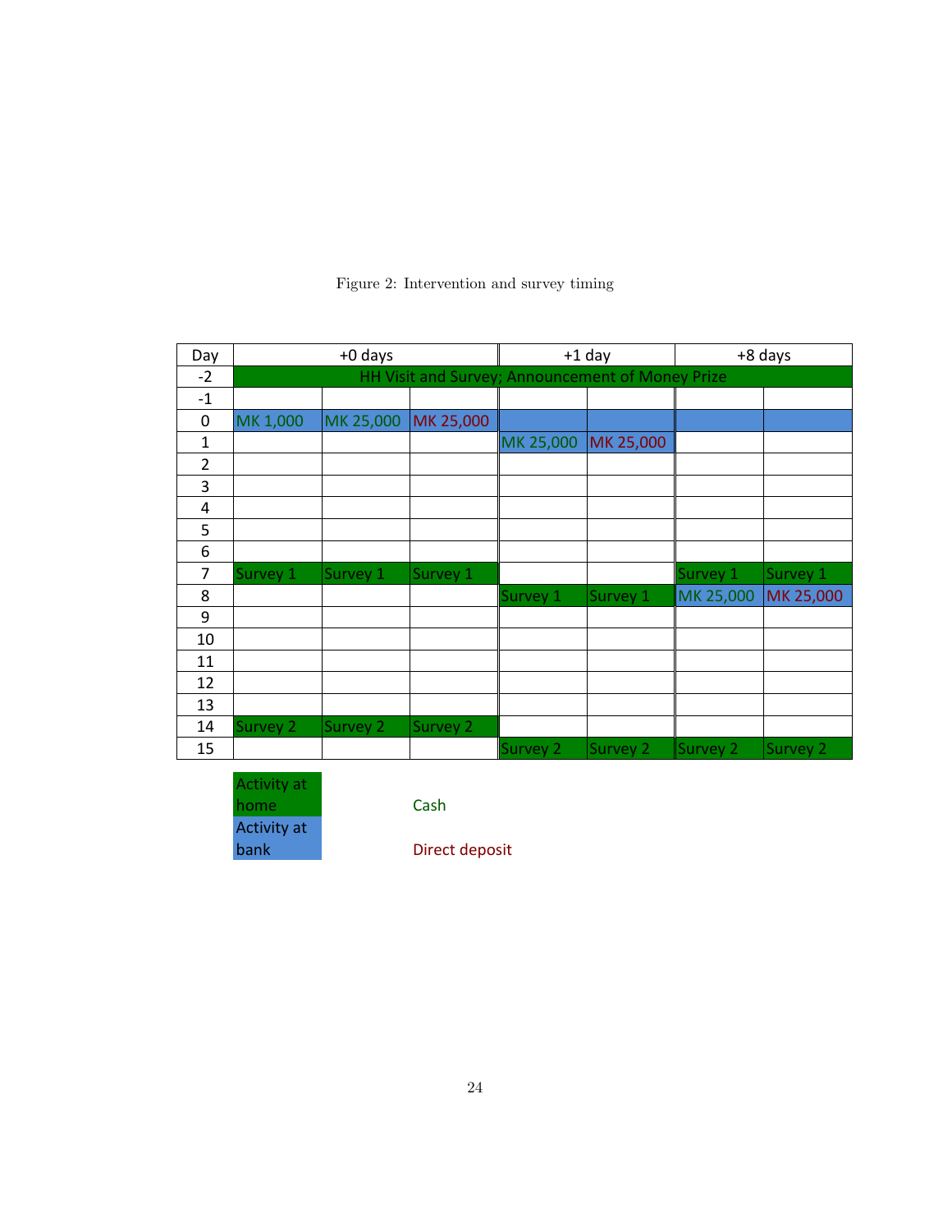Figure 2: Intervention and survey timing

| Day | +0 days | | | +1 day | | +8 days | |
|---|---|---|---|---|---|---|---|
| -2 | HH Visit and Survey; Announcement of Money Prize | | | | | | |
| -1 | | | | | | | |
| 0 | MK 1,000 | MK 25,000 | MK 25,000 | | | | |
| 1 | | | | MK 25,000 | MK 25,000 | | |
| 2 | | | | | | | |
| 3 | | | | | | | |
| 4 | | | | | | | |
| 5 | | | | | | | |
| 6 | | | | | | | |
| 7 | Survey 1 | Survey 1 | Survey 1 | | | Survey 1 | Survey 1 |
| 8 | | | | Survey 1 | Survey 1 | MK 25,000 | MK 25,000 |
| 9 | | | | | | | |
| 10 | | | | | | | |
| 11 | | | | | | | |
| 12 | | | | | | | |
| 13 | | | | | | | |
| 14 | Survey 2 | Survey 2 | Survey 2 | | | | |
| 15 | | | | Survey 2 | Survey 2 | Survey 2 | Survey 2 |

Activity at home — Cash

Activity at bank — Direct deposit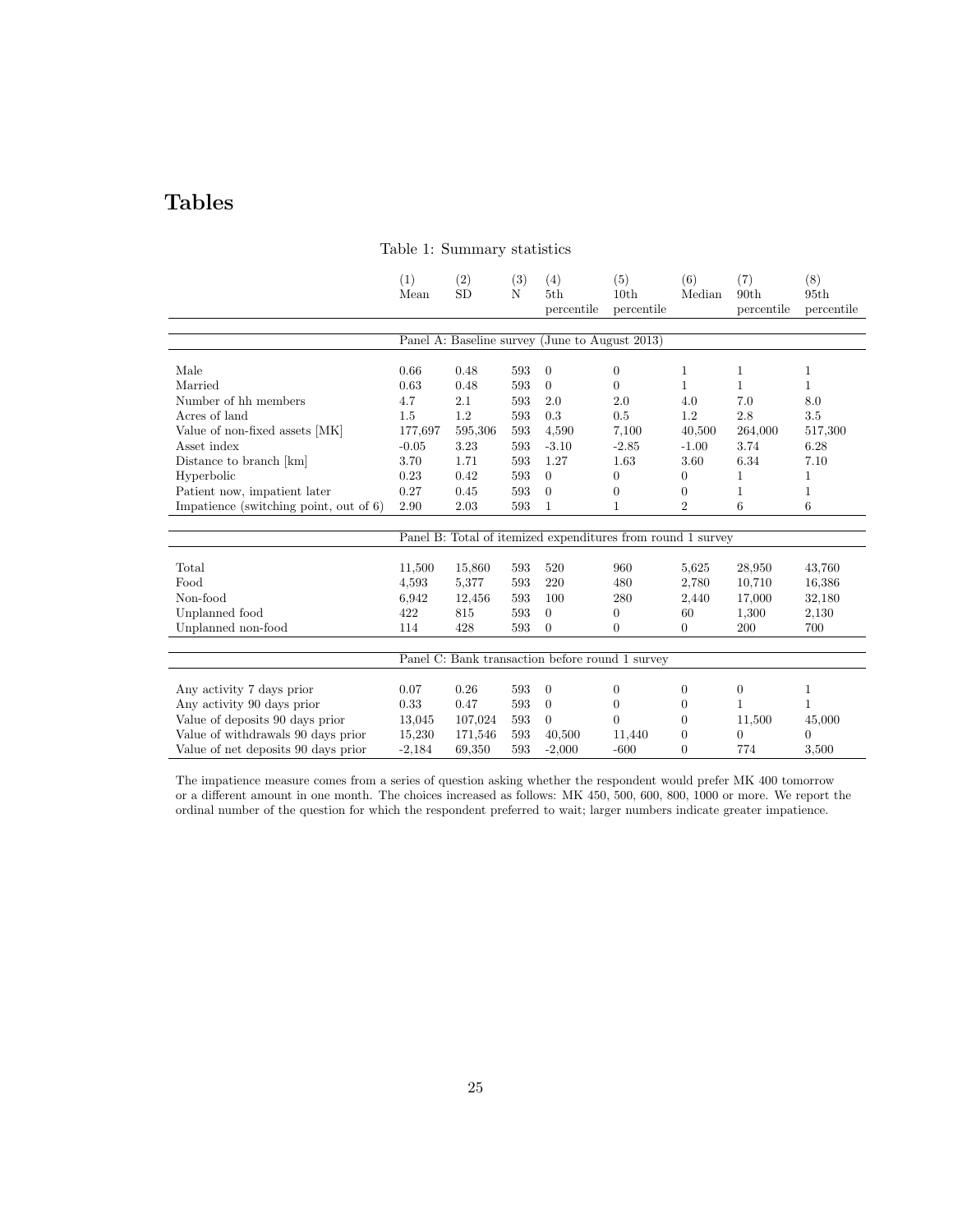# Tables

Table 1: Summary statistics

| | (1) Mean | (2) SD | (3) N | (4) 5th percentile | (5) 10th percentile | (6) Median | (7) 90th percentile | (8) 95th percentile |
|---|---|---|---|---|---|---|---|---|
| Panel A: Baseline survey (June to August 2013) | | | | | | | | |
| Male | 0.66 | 0.48 | 593 | 0 | 0 | 1 | 1 | 1 |
| Married | 0.63 | 0.48 | 593 | 0 | 0 | 1 | 1 | 1 |
| Number of hh members | 4.7 | 2.1 | 593 | 2.0 | 2.0 | 4.0 | 7.0 | 8.0 |
| Acres of land | 1.5 | 1.2 | 593 | 0.3 | 0.5 | 1.2 | 2.8 | 3.5 |
| Value of non-fixed assets [MK] | 177,697 | 595,306 | 593 | 4,590 | 7,100 | 40,500 | 264,000 | 517,300 |
| Asset index | -0.05 | 3.23 | 593 | -3.10 | -2.85 | -1.00 | 3.74 | 6.28 |
| Distance to branch [km] | 3.70 | 1.71 | 593 | 1.27 | 1.63 | 3.60 | 6.34 | 7.10 |
| Hyperbolic | 0.23 | 0.42 | 593 | 0 | 0 | 0 | 1 | 1 |
| Patient now, impatient later | 0.27 | 0.45 | 593 | 0 | 0 | 0 | 1 | 1 |
| Impatience (switching point, out of 6) | 2.90 | 2.03 | 593 | 1 | 1 | 2 | 6 | 6 |
| Panel B: Total of itemized expenditures from round 1 survey | | | | | | | | |
| Total | 11,500 | 15,860 | 593 | 520 | 960 | 5,625 | 28,950 | 43,760 |
| Food | 4,593 | 5,377 | 593 | 220 | 480 | 2,780 | 10,710 | 16,386 |
| Non-food | 6,942 | 12,456 | 593 | 100 | 280 | 2,440 | 17,000 | 32,180 |
| Unplanned food | 422 | 815 | 593 | 0 | 0 | 60 | 1,300 | 2,130 |
| Unplanned non-food | 114 | 428 | 593 | 0 | 0 | 0 | 200 | 700 |
| Panel C: Bank transaction before round 1 survey | | | | | | | | |
| Any activity 7 days prior | 0.07 | 0.26 | 593 | 0 | 0 | 0 | 0 | 1 |
| Any activity 90 days prior | 0.33 | 0.47 | 593 | 0 | 0 | 0 | 1 | 1 |
| Value of deposits 90 days prior | 13,045 | 107,024 | 593 | 0 | 0 | 0 | 11,500 | 45,000 |
| Value of withdrawals 90 days prior | 15,230 | 171,546 | 593 | 40,500 | 11,440 | 0 | 0 | 0 |
| Value of net deposits 90 days prior | -2,184 | 69,350 | 593 | -2,000 | -600 | 0 | 774 | 3,500 |

The impatience measure comes from a series of question asking whether the respondent would prefer MK 400 tomorrow or a different amount in one month. The choices increased as follows: MK 450, 500, 600, 800, 1000 or more. We report the ordinal number of the question for which the respondent preferred to wait; larger numbers indicate greater impatience.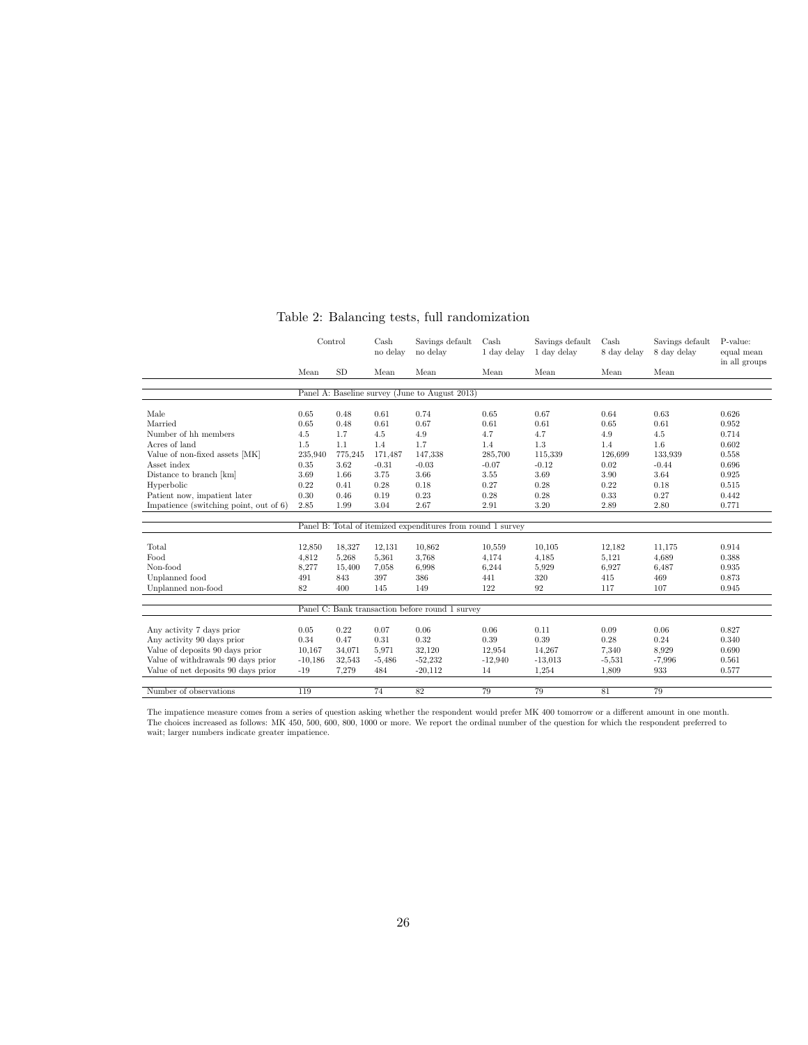Table 2: Balancing tests, full randomization

| | Control | | Cash no delay | Savings default no delay | Cash 1 day delay | Savings default 1 day delay | Cash 8 day delay | Savings default 8 day delay | P-value: equal mean in all groups |
|---|---|---|---|---|---|---|---|---|---|
| | Mean | SD | Mean | Mean | Mean | Mean | Mean | Mean | |
| Panel A: Baseline survey (June to August 2013) | | | | | | | | | |
| Male | 0.65 | 0.48 | 0.61 | 0.74 | 0.65 | 0.67 | 0.64 | 0.63 | 0.626 |
| Married | 0.65 | 0.48 | 0.61 | 0.67 | 0.61 | 0.61 | 0.65 | 0.61 | 0.952 |
| Number of hh members | 4.5 | 1.7 | 4.5 | 4.9 | 4.7 | 4.7 | 4.9 | 4.5 | 0.714 |
| Acres of land | 1.5 | 1.1 | 1.4 | 1.7 | 1.4 | 1.3 | 1.4 | 1.6 | 0.602 |
| Value of non-fixed assets [MK] | 235,940 | 775,245 | 171,487 | 147,338 | 285,700 | 115,339 | 126,699 | 133,939 | 0.558 |
| Asset index | 0.35 | 3.62 | -0.31 | -0.03 | -0.07 | -0.12 | 0.02 | -0.44 | 0.696 |
| Distance to branch [km] | 3.69 | 1.66 | 3.75 | 3.66 | 3.55 | 3.69 | 3.90 | 3.64 | 0.925 |
| Hyperbolic | 0.22 | 0.41 | 0.28 | 0.18 | 0.27 | 0.28 | 0.22 | 0.18 | 0.515 |
| Patient now, impatient later | 0.30 | 0.46 | 0.19 | 0.23 | 0.28 | 0.28 | 0.33 | 0.27 | 0.442 |
| Impatience (switching point, out of 6) | 2.85 | 1.99 | 3.04 | 2.67 | 2.91 | 3.20 | 2.89 | 2.80 | 0.771 |
| Panel B: Total of itemized expenditures from round 1 survey | | | | | | | | | |
| Total | 12,850 | 18,327 | 12,131 | 10,862 | 10,559 | 10,105 | 12,182 | 11,175 | 0.914 |
| Food | 4,812 | 5,268 | 5,361 | 3,768 | 4,174 | 4,185 | 5,121 | 4,689 | 0.388 |
| Non-food | 8,277 | 15,400 | 7,058 | 6,998 | 6,244 | 5,929 | 6,927 | 6,487 | 0.935 |
| Unplanned food | 491 | 843 | 397 | 386 | 441 | 320 | 415 | 469 | 0.873 |
| Unplanned non-food | 82 | 400 | 145 | 149 | 122 | 92 | 117 | 107 | 0.945 |
| Panel C: Bank transaction before round 1 survey | | | | | | | | | |
| Any activity 7 days prior | 0.05 | 0.22 | 0.07 | 0.06 | 0.06 | 0.11 | 0.09 | 0.06 | 0.827 |
| Any activity 90 days prior | 0.34 | 0.47 | 0.31 | 0.32 | 0.39 | 0.39 | 0.28 | 0.24 | 0.340 |
| Value of deposits 90 days prior | 10,167 | 34,071 | 5,971 | 32,120 | 12,954 | 14,267 | 7,340 | 8,929 | 0.690 |
| Value of withdrawals 90 days prior | -10,186 | 32,543 | -5,486 | -52,232 | -12,940 | -13,013 | -5,531 | -7,996 | 0.561 |
| Value of net deposits 90 days prior | -19 | 7,279 | 484 | -20,112 | 14 | 1,254 | 1,809 | 933 | 0.577 |
| Number of observations | 119 | | 74 | 82 | 79 | 79 | 81 | 79 | |

The impatience measure comes from a series of question asking whether the respondent would prefer MK 400 tomorrow or a different amount in one month. The choices increased as follows: MK 450, 500, 600, 800, 1000 or more. We report the ordinal number of the question for which the respondent preferred to wait; larger numbers indicate greater impatience.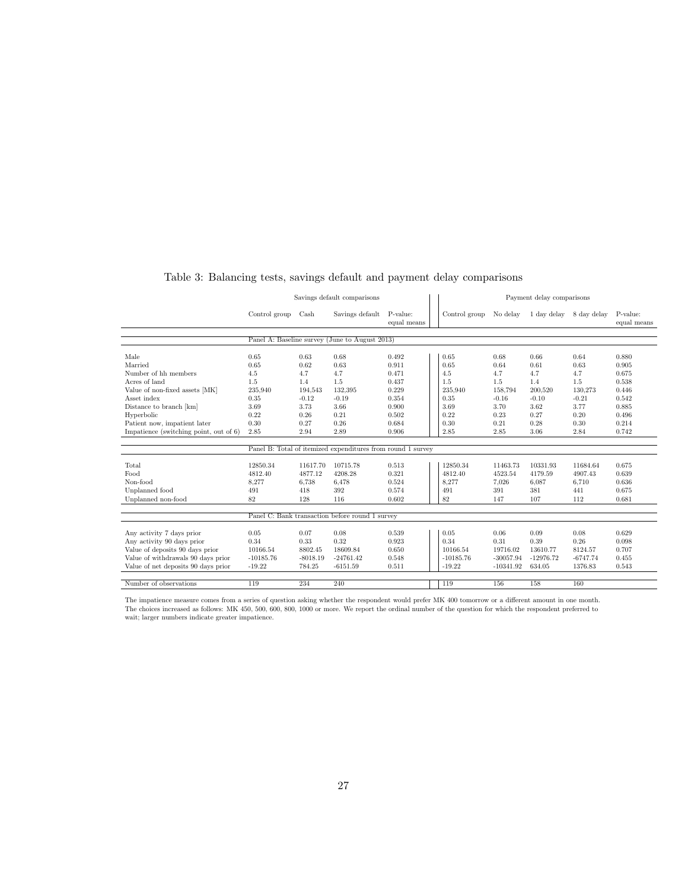Table 3: Balancing tests, savings default and payment delay comparisons

| | Savings default comparisons | | | | Payment delay comparisons | | | | |
|---|---|---|---|---|---|---|---|---|---|
| | Control group | Cash | Savings default | P-value: equal means | Control group | No delay | 1 day delay | 8 day delay | P-value: equal means |
| **Panel A: Baseline survey (June to August 2013)** | | | | | | | | | |
| Male | 0.65 | 0.63 | 0.68 | 0.492 | 0.65 | 0.68 | 0.66 | 0.64 | 0.880 |
| Married | 0.65 | 0.62 | 0.63 | 0.911 | 0.65 | 0.64 | 0.61 | 0.63 | 0.905 |
| Number of hh members | 4.5 | 4.7 | 4.7 | 0.471 | 4.5 | 4.7 | 4.7 | 4.7 | 0.675 |
| Acres of land | 1.5 | 1.4 | 1.5 | 0.437 | 1.5 | 1.5 | 1.4 | 1.5 | 0.538 |
| Value of non-fixed assets [MK] | 235,940 | 194,543 | 132,395 | 0.229 | 235,940 | 158,794 | 200,520 | 130,273 | 0.446 |
| Asset index | 0.35 | -0.12 | -0.19 | 0.354 | 0.35 | -0.16 | -0.10 | -0.21 | 0.542 |
| Distance to branch [km] | 3.69 | 3.73 | 3.66 | 0.900 | 3.69 | 3.70 | 3.62 | 3.77 | 0.885 |
| Hyperbolic | 0.22 | 0.26 | 0.21 | 0.502 | 0.22 | 0.23 | 0.27 | 0.20 | 0.496 |
| Patient now, impatient later | 0.30 | 0.27 | 0.26 | 0.684 | 0.30 | 0.21 | 0.28 | 0.30 | 0.214 |
| Impatience (switching point, out of 6) | 2.85 | 2.94 | 2.89 | 0.906 | 2.85 | 2.85 | 3.06 | 2.84 | 0.742 |
| **Panel B: Total of itemized expenditures from round 1 survey** | | | | | | | | | |
| Total | 12850.34 | 11617.70 | 10715.78 | 0.513 | 12850.34 | 11463.73 | 10331.93 | 11684.64 | 0.675 |
| Food | 4812.40 | 4877.12 | 4208.28 | 0.321 | 4812.40 | 4523.54 | 4179.59 | 4907.43 | 0.639 |
| Non-food | 8,277 | 6,738 | 6,478 | 0.524 | 8,277 | 7,026 | 6,087 | 6,710 | 0.636 |
| Unplanned food | 491 | 418 | 392 | 0.574 | 491 | 391 | 381 | 441 | 0.675 |
| Unplanned non-food | 82 | 128 | 116 | 0.602 | 82 | 147 | 107 | 112 | 0.681 |
| **Panel C: Bank transaction before round 1 survey** | | | | | | | | | |
| Any activity 7 days prior | 0.05 | 0.07 | 0.08 | 0.539 | 0.05 | 0.06 | 0.09 | 0.08 | 0.629 |
| Any activity 90 days prior | 0.34 | 0.33 | 0.32 | 0.923 | 0.34 | 0.31 | 0.39 | 0.26 | 0.098 |
| Value of deposits 90 days prior | 10166.54 | 8802.45 | 18609.84 | 0.650 | 10166.54 | 19716.02 | 13610.77 | 8124.57 | 0.707 |
| Value of withdrawals 90 days prior | -10185.76 | -8018.19 | -24761.42 | 0.548 | -10185.76 | -30057.94 | -12976.72 | -6747.74 | 0.455 |
| Value of net deposits 90 days prior | -19.22 | 784.25 | -6151.59 | 0.511 | -19.22 | -10341.92 | 634.05 | 1376.83 | 0.543 |
| Number of observations | 119 | 234 | 240 | | 119 | 156 | 158 | 160 | |

The impatience measure comes from a series of question asking whether the respondent would prefer MK 400 tomorrow or a different amount in one month. The choices increased as follows: MK 450, 500, 600, 800, 1000 or more. We report the ordinal number of the question for which the respondent preferred to wait; larger numbers indicate greater impatience.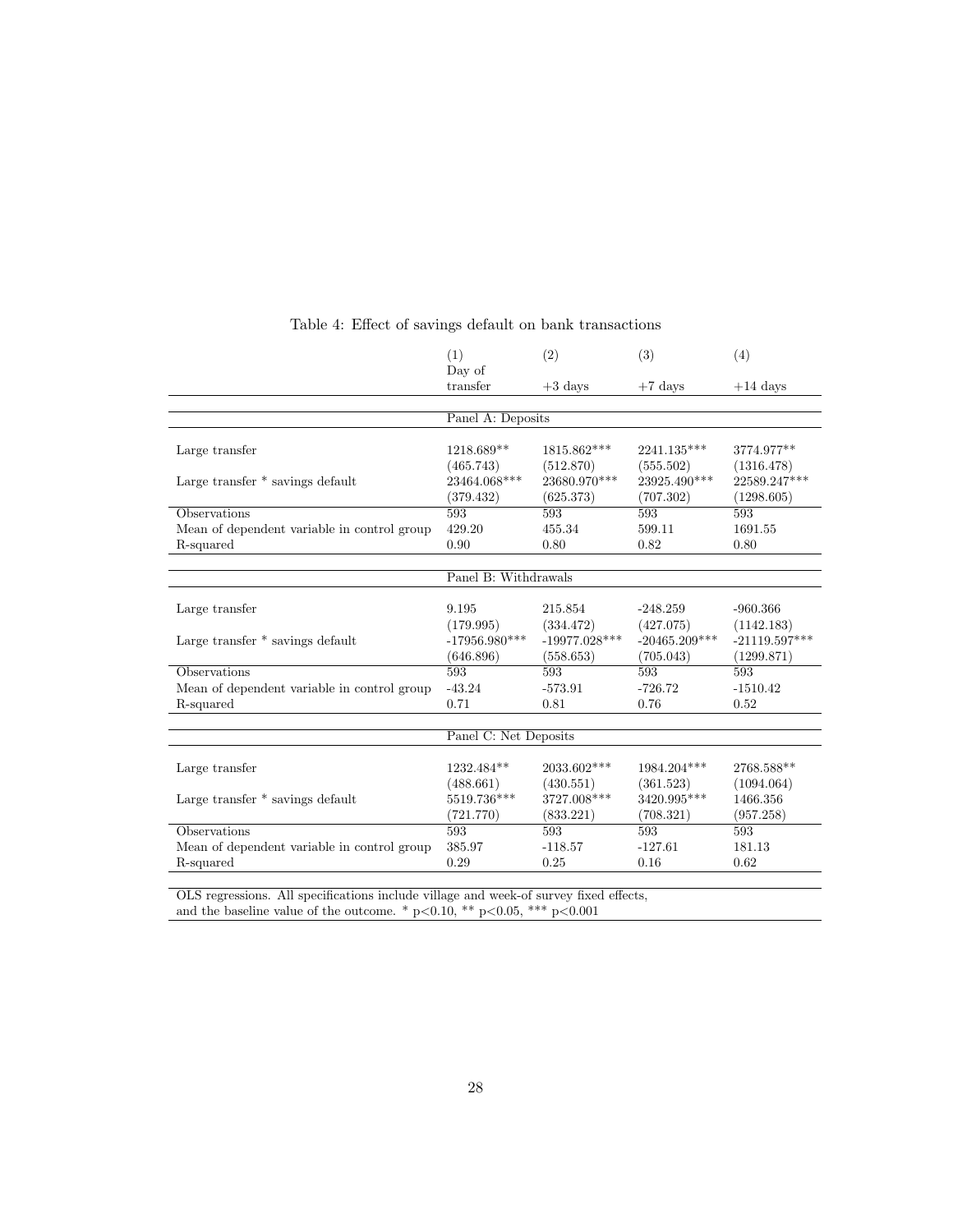Table 4: Effect of savings default on bank transactions

| | (1) Day of transfer | (2) +3 days | (3) +7 days | (4) +14 days |
|---|---|---|---|---|
| Panel A: Deposits | | | | |
| Large transfer | 1218.689** | 1815.862*** | 2241.135*** | 3774.977** |
| | (465.743) | (512.870) | (555.502) | (1316.478) |
| Large transfer * savings default | 23464.068*** | 23680.970*** | 23925.490*** | 22589.247*** |
| | (379.432) | (625.373) | (707.302) | (1298.605) |
| Observations | 593 | 593 | 593 | 593 |
| Mean of dependent variable in control group | 429.20 | 455.34 | 599.11 | 1691.55 |
| R-squared | 0.90 | 0.80 | 0.82 | 0.80 |
| Panel B: Withdrawals | | | | |
| Large transfer | 9.195 | 215.854 | -248.259 | -960.366 |
| | (179.995) | (334.472) | (427.075) | (1142.183) |
| Large transfer * savings default | -17956.980*** | -19977.028*** | -20465.209*** | -21119.597*** |
| | (646.896) | (558.653) | (705.043) | (1299.871) |
| Observations | 593 | 593 | 593 | 593 |
| Mean of dependent variable in control group | -43.24 | -573.91 | -726.72 | -1510.42 |
| R-squared | 0.71 | 0.81 | 0.76 | 0.52 |
| Panel C: Net Deposits | | | | |
| Large transfer | 1232.484** | 2033.602*** | 1984.204*** | 2768.588** |
| | (488.661) | (430.551) | (361.523) | (1094.064) |
| Large transfer * savings default | 5519.736*** | 3727.008*** | 3420.995*** | 1466.356 |
| | (721.770) | (833.221) | (708.321) | (957.258) |
| Observations | 593 | 593 | 593 | 593 |
| Mean of dependent variable in control group | 385.97 | -118.57 | -127.61 | 181.13 |
| R-squared | 0.29 | 0.25 | 0.16 | 0.62 |

OLS regressions. All specifications include village and week-of survey fixed effects, and the baseline value of the outcome. * $p<0.10$, ** $p<0.05$, *** $p<0.001$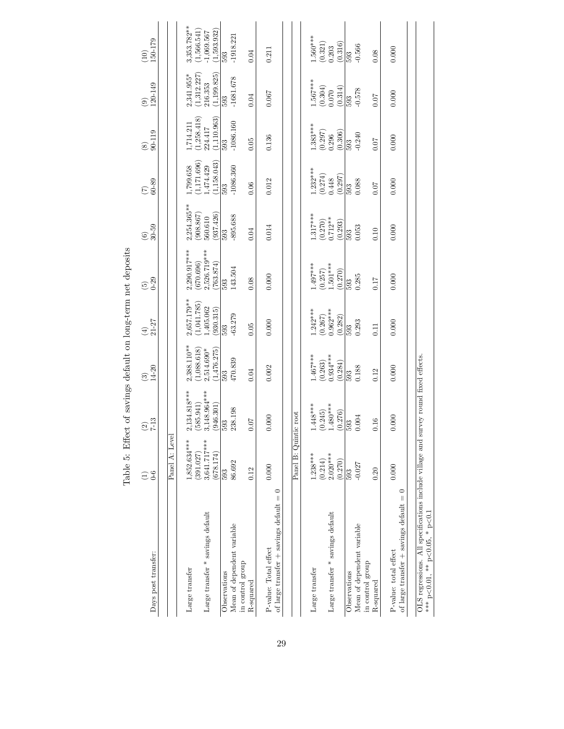Table 5: Effect of savings default on long-term net deposits

| Days post transfer: | (1) 0-6 | (2) 7-13 | (3) 14-20 | (4) 21-27 | (5) 0-29 | (6) 30-59 | (7) 60-89 | (8) 90-119 | (9) 120-149 | (10) 150-179 |
|---|---|---|---|---|---|---|---|---|---|---|
| Panel A: Level | | | | | | | | | | |
| Large transfer | 1,852.634*** | 2,134.818*** | 2,388.110** | 2,657.179** | 2,290.917*** | 2,254.365** | 1,799.658 | 1,714.211 | 2,341.955* | 3,353.782** |
| | (391.027) | (585.941) | (1,088.618) | (1,041.785) | (670.696) | (908.867) | (1,171.696) | (1,258.418) | (1,312.227) | (1,566.541) |
| Large transfer * savings default | 3,641.717*** | 3,148.964*** | 2,514.690* | 1,405.062 | 2,526.719*** | 560.610 | 1,474.429 | 224.417 | 216.353 | -1,069.567 |
| | (678.174) | (946.301) | (1,476.275) | (930.315) | (763.874) | (937.426) | (1,158.043) | (1,110.963) | (1,199.825) | (1,593.932) |
| Observations | 593 | 593 | 593 | 593 | 593 | 593 | 593 | 593 | 593 | 593 |
| Mean of dependent variable in control group | 86.692 | 238.198 | 470.839 | -63.279 | 143.504 | -895.688 | -1086.360 | -1086.160 | -1681.678 | -1918.221 |
| R-squared | 0.12 | 0.07 | 0.04 | 0.05 | 0.08 | 0.04 | 0.06 | 0.05 | 0.04 | 0.04 |
| P-value: Total effect of large transfer + savings default = 0 | 0.000 | 0.000 | 0.002 | 0.000 | 0.000 | 0.014 | 0.012 | 0.136 | 0.067 | 0.211 |
| Panel B: Quintic root | | | | | | | | | | |
| Large transfer | 1.238*** | 1.448*** | 1.467*** | 1.242*** | 1.497*** | 1.317*** | 1.232*** | 1.383*** | 1.567*** | 1.560*** |
| | (0.214) | (0.245) | (0.263) | (0.267) | (0.257) | (0.270) | (0.274) | (0.297) | (0.304) | (0.321) |
| Large transfer * savings default | 2.020*** | 1.480*** | 0.934*** | 0.962*** | 1.501*** | 0.712** | 0.448 | 0.296 | 0.070 | 0.203 |
| | (0.270) | (0.276) | (0.284) | (0.282) | (0.270) | (0.293) | (0.297) | (0.306) | (0.314) | (0.316) |
| Observations | 593 | 593 | 593 | 593 | 593 | 593 | 593 | 593 | 593 | 593 |
| Mean of dependent variable in control group | -0.027 | 0.004 | 0.188 | 0.293 | 0.285 | 0.053 | 0.088 | -0.240 | -0.578 | -0.566 |
| R-squared | 0.20 | 0.16 | 0.12 | 0.11 | 0.17 | 0.10 | 0.07 | 0.07 | 0.07 | 0.08 |
| P-value: total effect of large transfer + savings default = 0 | 0.000 | 0.000 | 0.000 | 0.000 | 0.000 | 0.000 | 0.000 | 0.000 | 0.000 | 0.000 |

OLS regressions. All specifications include village and survey round fixed effects.
*** $p<0.01$, ** $p<0.05$, * $p<0.1$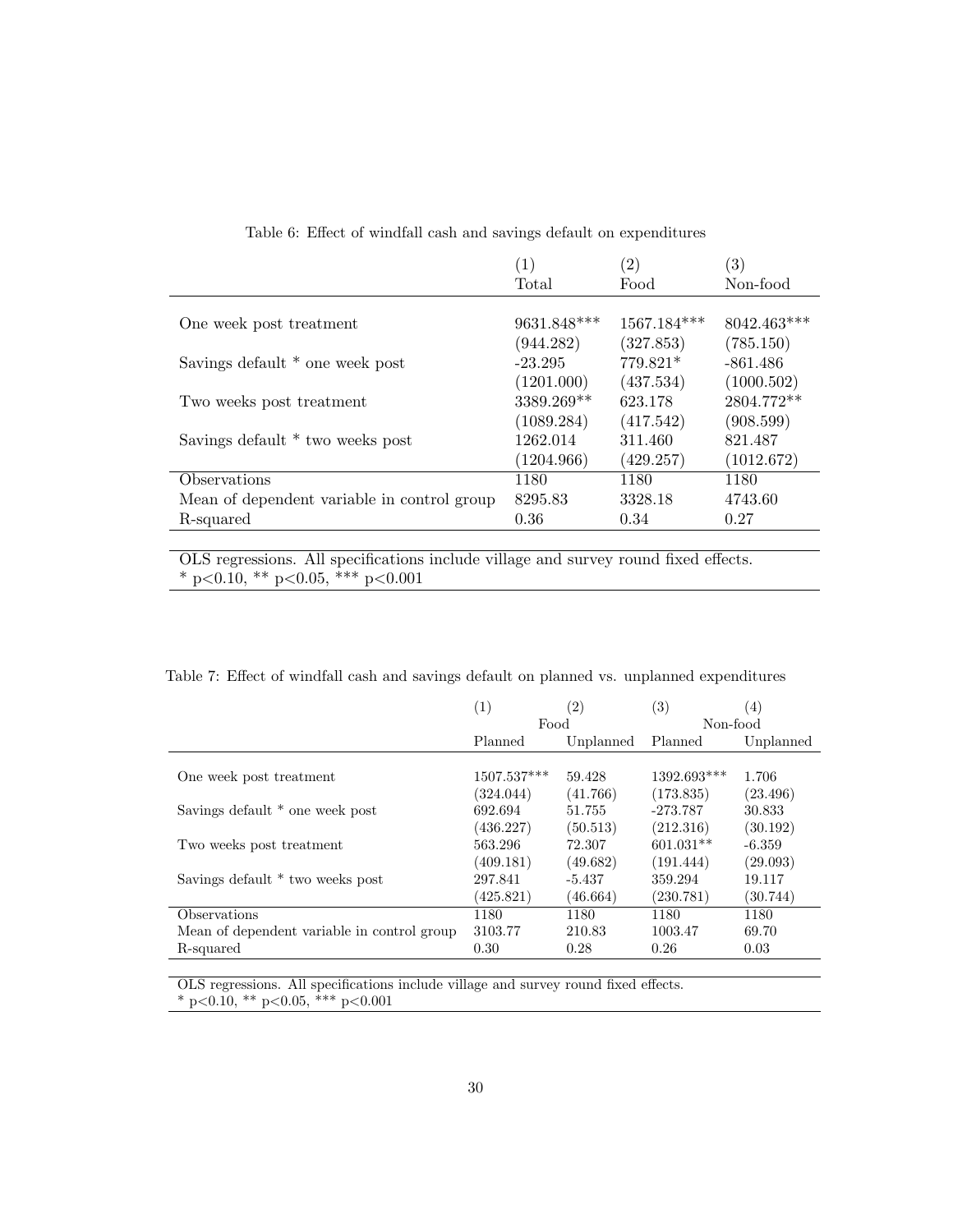Table 6: Effect of windfall cash and savings default on expenditures

| | (1) | (2) | (3) |
|---|---|---|---|
| | Total | Food | Non-food |
| One week post treatment | 9631.848*** | 1567.184*** | 8042.463*** |
| | (944.282) | (327.853) | (785.150) |
| Savings default * one week post | -23.295 | 779.821* | -861.486 |
| | (1201.000) | (437.534) | (1000.502) |
| Two weeks post treatment | 3389.269** | 623.178 | 2804.772** |
| | (1089.284) | (417.542) | (908.599) |
| Savings default * two weeks post | 1262.014 | 311.460 | 821.487 |
| | (1204.966) | (429.257) | (1012.672) |
| Observations | 1180 | 1180 | 1180 |
| Mean of dependent variable in control group | 8295.83 | 3328.18 | 4743.60 |
| R-squared | 0.36 | 0.34 | 0.27 |

OLS regressions. All specifications include village and survey round fixed effects.
* p<0.10, ** p<0.05, *** p<0.001

Table 7: Effect of windfall cash and savings default on planned vs. unplanned expenditures

| | (1) | (2) | (3) | (4) |
|---|---|---|---|---|
| | Food | | Non-food | |
| | Planned | Unplanned | Planned | Unplanned |
| One week post treatment | 1507.537*** | 59.428 | 1392.693*** | 1.706 |
| | (324.044) | (41.766) | (173.835) | (23.496) |
| Savings default * one week post | 692.694 | 51.755 | -273.787 | 30.833 |
| | (436.227) | (50.513) | (212.316) | (30.192) |
| Two weeks post treatment | 563.296 | 72.307 | 601.031** | -6.359 |
| | (409.181) | (49.682) | (191.444) | (29.093) |
| Savings default * two weeks post | 297.841 | -5.437 | 359.294 | 19.117 |
| | (425.821) | (46.664) | (230.781) | (30.744) |
| Observations | 1180 | 1180 | 1180 | 1180 |
| Mean of dependent variable in control group | 3103.77 | 210.83 | 1003.47 | 69.70 |
| R-squared | 0.30 | 0.28 | 0.26 | 0.03 |

OLS regressions. All specifications include village and survey round fixed effects.
* p<0.10, ** p<0.05, *** p<0.001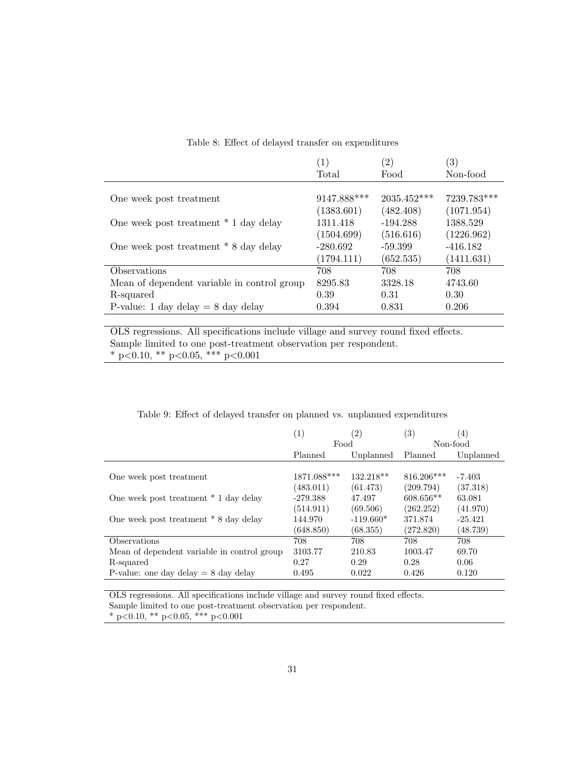Table 8: Effect of delayed transfer on expenditures

| | (1) Total | (2) Food | (3) Non-food |
|---|---|---|---|
| One week post treatment | 9147.888*** | 2035.452*** | 7239.783*** |
| | (1383.601) | (482.408) | (1071.954) |
| One week post treatment * 1 day delay | 1311.418 | -194.288 | 1388.529 |
| | (1504.699) | (516.616) | (1226.962) |
| One week post treatment * 8 day delay | -280.692 | -59.399 | -416.182 |
| | (1794.111) | (652.535) | (1411.631) |
| Observations | 708 | 708 | 708 |
| Mean of dependent variable in control group | 8295.83 | 3328.18 | 4743.60 |
| R-squared | 0.39 | 0.31 | 0.30 |
| P-value: 1 day delay = 8 day delay | 0.394 | 0.831 | 0.206 |

OLS regressions. All specifications include village and survey round fixed effects.
Sample limited to one post-treatment observation per respondent.
* p<0.10, ** p<0.05, *** p<0.001

Table 9: Effect of delayed transfer on planned vs. unplanned expenditures

| | (1) | (2) | (3) | (4) |
|---|---|---|---|---|
| | Food | | Non-food | |
| | Planned | Unplanned | Planned | Unplanned |
| One week post treatment | 1871.088*** | 132.218** | 816.206*** | -7.403 |
| | (483.011) | (61.473) | (209.794) | (37.318) |
| One week post treatment * 1 day delay | -279.388 | 47.497 | 608.656** | 63.081 |
| | (514.911) | (69.506) | (262.252) | (41.970) |
| One week post treatment * 8 day delay | 144.970 | -119.660* | 371.874 | -25.421 |
| | (648.850) | (68.355) | (272.820) | (48.739) |
| Observations | 708 | 708 | 708 | 708 |
| Mean of dependent variable in control group | 3103.77 | 210.83 | 1003.47 | 69.70 |
| R-squared | 0.27 | 0.29 | 0.28 | 0.06 |
| P-value: one day delay = 8 day delay | 0.495 | 0.022 | 0.426 | 0.120 |

OLS regressions. All specifications include village and survey round fixed effects.
Sample limited to one post-treatment observation per respondent.
* p<0.10, ** p<0.05, *** p<0.001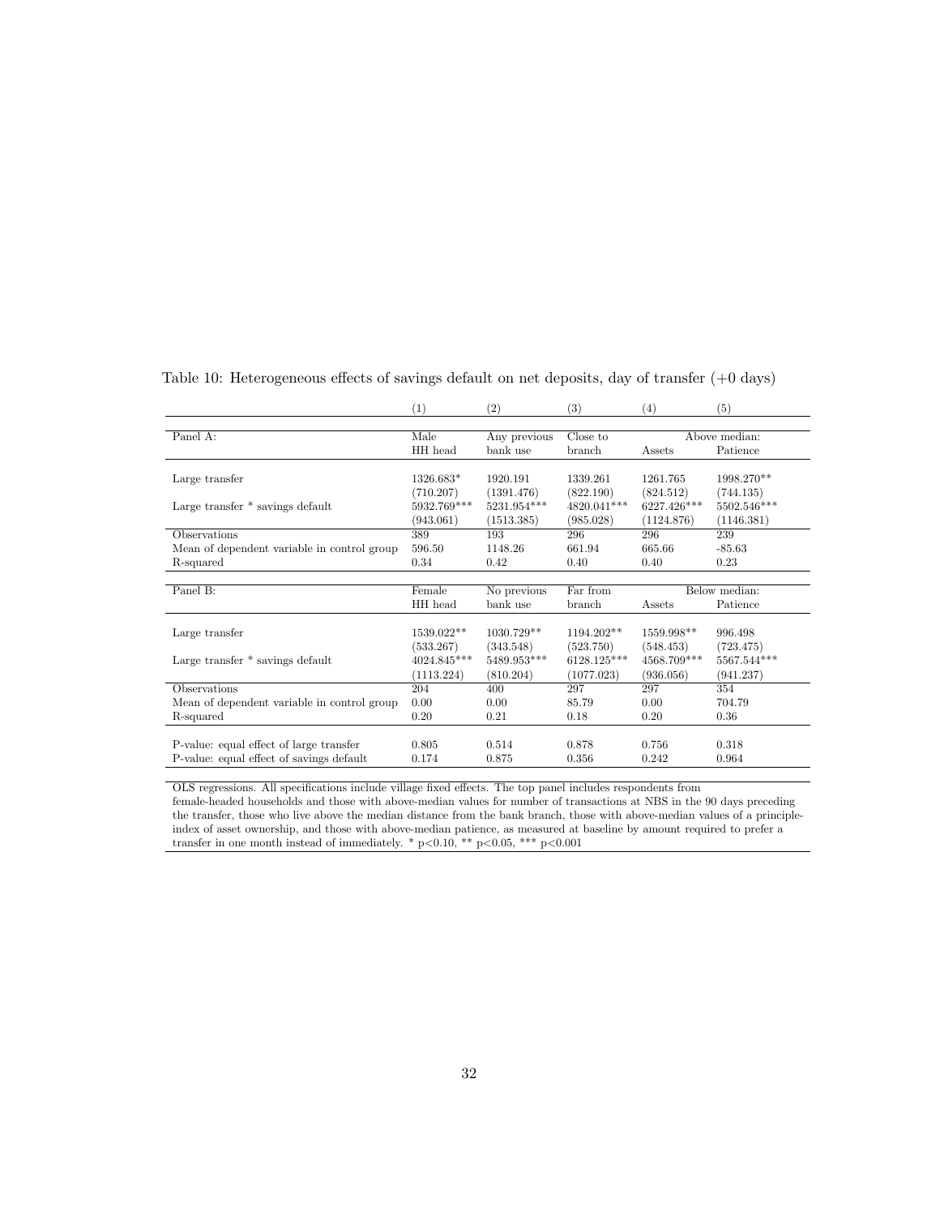Table 10: Heterogeneous effects of savings default on net deposits, day of transfer (+0 days)

| | (1) | (2) | (3) | (4) | (5) |
|---|---|---|---|---|---|
| Panel A: | Male HH head | Any previous bank use | Close to branch | Above median: Assets | Patience |
| Large transfer | 1326.683* | 1920.191 | 1339.261 | 1261.765 | 1998.270** |
| | (710.207) | (1391.476) | (822.190) | (824.512) | (744.135) |
| Large transfer * savings default | 5932.769*** | 5231.954*** | 4820.041*** | 6227.426*** | 5502.546*** |
| | (943.061) | (1513.385) | (985.028) | (1124.876) | (1146.381) |
| Observations | 389 | 193 | 296 | 296 | 239 |
| Mean of dependent variable in control group | 596.50 | 1148.26 | 661.94 | 665.66 | -85.63 |
| R-squared | 0.34 | 0.42 | 0.40 | 0.40 | 0.23 |
| Panel B: | Female HH head | No previous bank use | Far from branch | Below median: Assets | Patience |
| Large transfer | 1539.022** | 1030.729** | 1194.202** | 1559.998** | 996.498 |
| | (533.267) | (343.548) | (523.750) | (548.453) | (723.475) |
| Large transfer * savings default | 4024.845*** | 5489.953*** | 6128.125*** | 4568.709*** | 5567.544*** |
| | (1113.224) | (810.204) | (1077.023) | (936.056) | (941.237) |
| Observations | 204 | 400 | 297 | 297 | 354 |
| Mean of dependent variable in control group | 0.00 | 0.00 | 85.79 | 0.00 | 704.79 |
| R-squared | 0.20 | 0.21 | 0.18 | 0.20 | 0.36 |
| P-value: equal effect of large transfer | 0.805 | 0.514 | 0.878 | 0.756 | 0.318 |
| P-value: equal effect of savings default | 0.174 | 0.875 | 0.356 | 0.242 | 0.964 |

OLS regressions. All specifications include village fixed effects. The top panel includes respondents from female-headed households and those with above-median values for number of transactions at NBS in the 90 days preceding the transfer, those who live above the median distance from the bank branch, those with above-median values of a principle-index of asset ownership, and those with above-median patience, as measured at baseline by amount required to prefer a transfer in one month instead of immediately. * $p<0.10$, ** $p<0.05$, *** $p<0.001$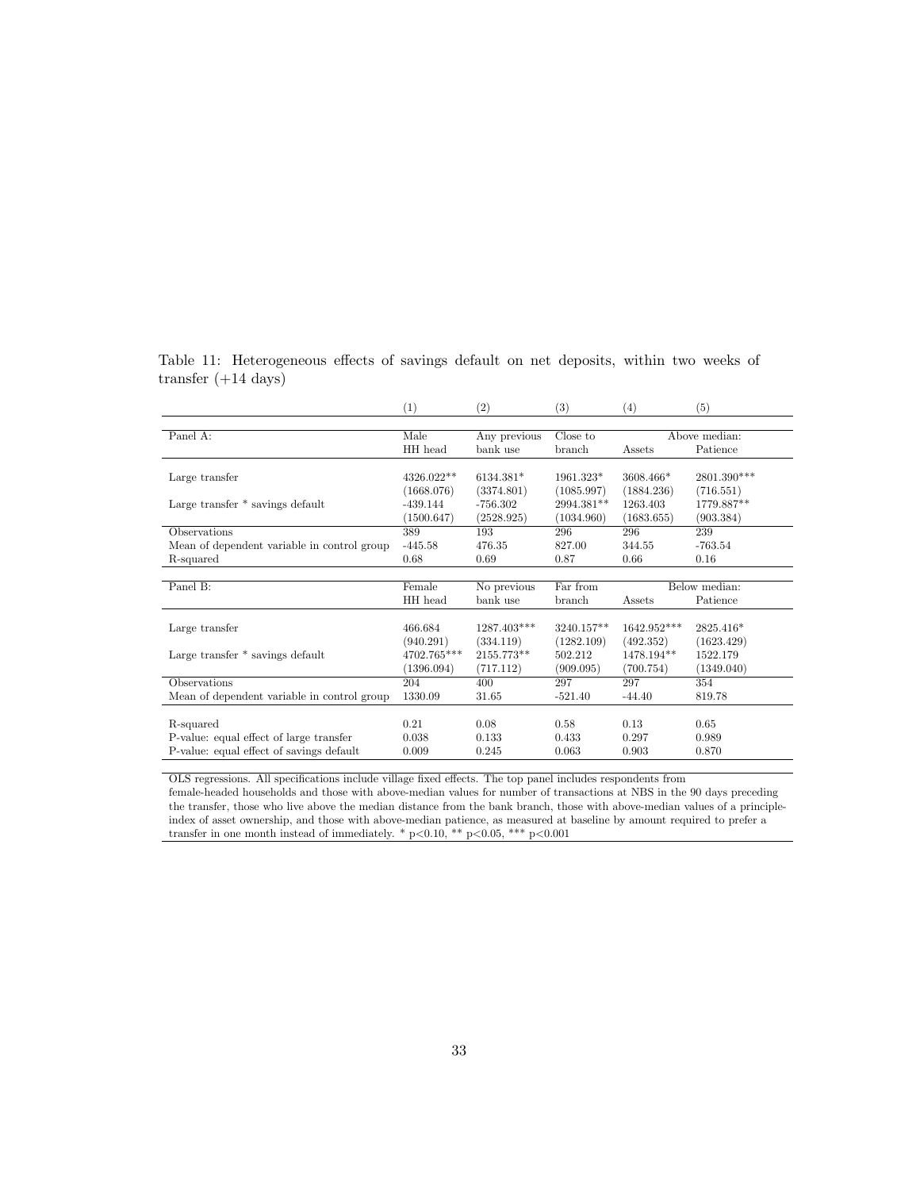Table 11: Heterogeneous effects of savings default on net deposits, within two weeks of transfer (+14 days)

| | (1) | (2) | (3) | (4) | (5) |
|---|---|---|---|---|---|
| Panel A: | Male HH head | Any previous bank use | Close to branch | Above median: Assets | Patience |
| Large transfer | 4326.022** | 6134.381* | 1961.323* | 3608.466* | 2801.390*** |
| | (1668.076) | (3374.801) | (1085.997) | (1884.236) | (716.551) |
| Large transfer * savings default | -439.144 | -756.302 | 2994.381** | 1263.403 | 1779.887** |
| | (1500.647) | (2528.925) | (1034.960) | (1683.655) | (903.384) |
| Observations | 389 | 193 | 296 | 296 | 239 |
| Mean of dependent variable in control group | -445.58 | 476.35 | 827.00 | 344.55 | -763.54 |
| R-squared | 0.68 | 0.69 | 0.87 | 0.66 | 0.16 |
| Panel B: | Female HH head | No previous bank use | Far from branch | Below median: Assets | Patience |
| Large transfer | 466.684 | 1287.403*** | 3240.157** | 1642.952*** | 2825.416* |
| | (940.291) | (334.119) | (1282.109) | (492.352) | (1623.429) |
| Large transfer * savings default | 4702.765*** | 2155.773** | 502.212 | 1478.194** | 1522.179 |
| | (1396.094) | (717.112) | (909.095) | (700.754) | (1349.040) |
| Observations | 204 | 400 | 297 | 297 | 354 |
| Mean of dependent variable in control group | 1330.09 | 31.65 | -521.40 | -44.40 | 819.78 |
| R-squared | 0.21 | 0.08 | 0.58 | 0.13 | 0.65 |
| P-value: equal effect of large transfer | 0.038 | 0.133 | 0.433 | 0.297 | 0.989 |
| P-value: equal effect of savings default | 0.009 | 0.245 | 0.063 | 0.903 | 0.870 |

OLS regressions. All specifications include village fixed effects. The top panel includes respondents from female-headed households and those with above-median values for number of transactions at NBS in the 90 days preceding the transfer, those who live above the median distance from the bank branch, those with above-median values of a principle-index of asset ownership, and those with above-median patience, as measured at baseline by amount required to prefer a transfer in one month instead of immediately. * p<0.10, ** p<0.05, *** p<0.001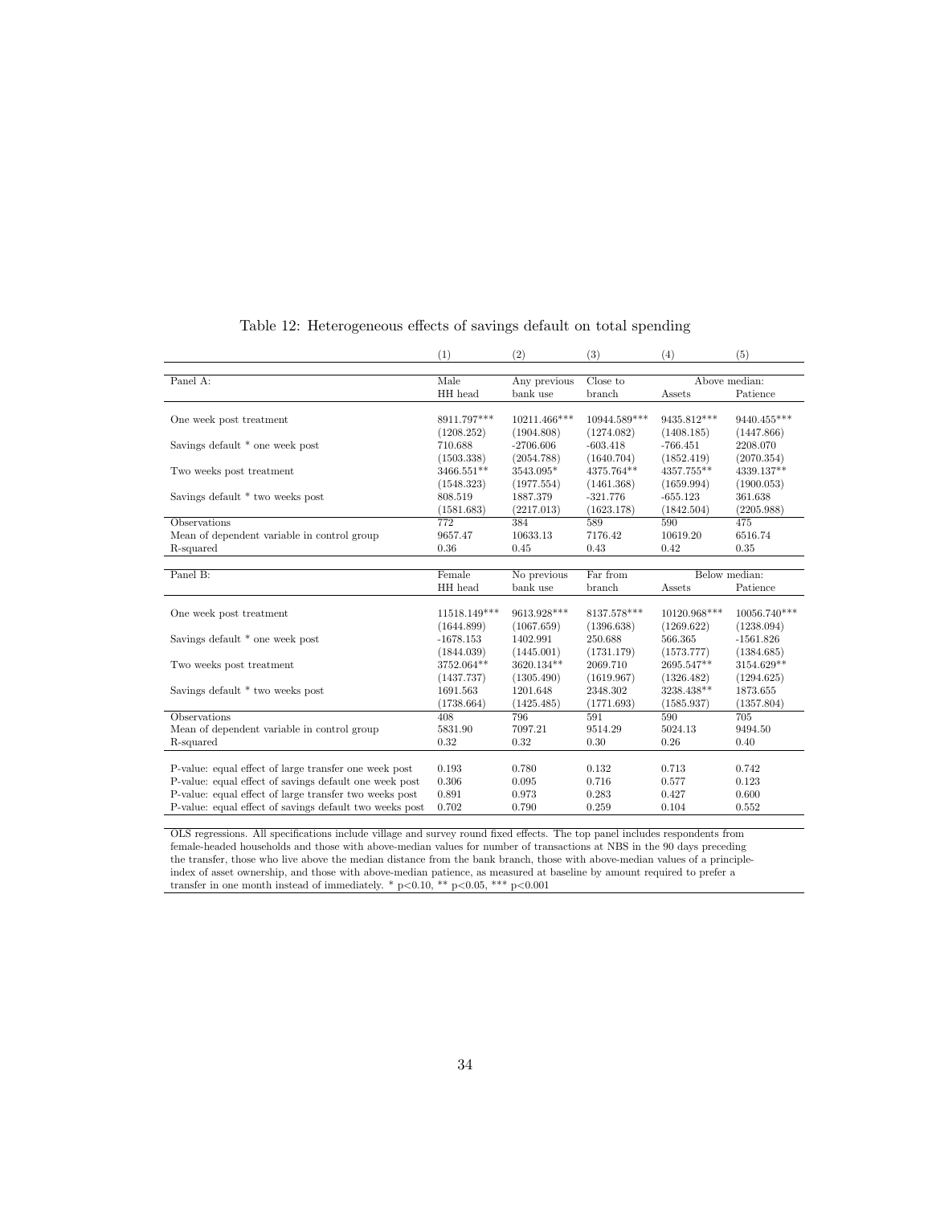Table 12: Heterogeneous effects of savings default on total spending

| | (1) | (2) | (3) | (4) | (5) |
|---|---|---|---|---|---|
| Panel A: | Male HH head | Any previous bank use | Close to branch | Above median: Assets | Above median: Patience |
| One week post treatment | 8911.797*** | 10211.466*** | 10944.589*** | 9435.812*** | 9440.455*** |
| | (1208.252) | (1904.808) | (1274.082) | (1408.185) | (1447.866) |
| Savings default * one week post | 710.688 | -2706.606 | -603.418 | -766.451 | 2208.070 |
| | (1503.338) | (2054.788) | (1640.704) | (1852.419) | (2070.354) |
| Two weeks post treatment | 3466.551** | 3543.095* | 4375.764** | 4357.755** | 4339.137** |
| | (1548.323) | (1977.554) | (1461.368) | (1659.994) | (1900.053) |
| Savings default * two weeks post | 808.519 | 1887.379 | -321.776 | -655.123 | 361.638 |
| | (1581.683) | (2217.013) | (1623.178) | (1842.504) | (2205.988) |
| Observations | 772 | 384 | 589 | 590 | 475 |
| Mean of dependent variable in control group | 9657.47 | 10633.13 | 7176.42 | 10619.20 | 6516.74 |
| R-squared | 0.36 | 0.45 | 0.43 | 0.42 | 0.35 |
| Panel B: | Female HH head | No previous bank use | Far from branch | Below median: Assets | Below median: Patience |
| One week post treatment | 11518.149*** | 9613.928*** | 8137.578*** | 10120.968*** | 10056.740*** |
| | (1644.899) | (1067.659) | (1396.638) | (1269.622) | (1238.094) |
| Savings default * one week post | -1678.153 | 1402.991 | 250.688 | 566.365 | -1561.826 |
| | (1844.039) | (1445.001) | (1731.179) | (1573.777) | (1384.685) |
| Two weeks post treatment | 3752.064** | 3620.134** | 2069.710 | 2695.547** | 3154.629** |
| | (1437.737) | (1305.490) | (1619.967) | (1326.482) | (1294.625) |
| Savings default * two weeks post | 1691.563 | 1201.648 | 2348.302 | 3238.438** | 1873.655 |
| | (1738.664) | (1425.485) | (1771.693) | (1585.937) | (1357.804) |
| Observations | 408 | 796 | 591 | 590 | 705 |
| Mean of dependent variable in control group | 5831.90 | 7097.21 | 9514.29 | 5024.13 | 9494.50 |
| R-squared | 0.32 | 0.32 | 0.30 | 0.26 | 0.40 |
| P-value: equal effect of large transfer one week post | 0.193 | 0.780 | 0.132 | 0.713 | 0.742 |
| P-value: equal effect of savings default one week post | 0.306 | 0.095 | 0.716 | 0.577 | 0.123 |
| P-value: equal effect of large transfer two weeks post | 0.891 | 0.973 | 0.283 | 0.427 | 0.600 |
| P-value: equal effect of savings default two weeks post | 0.702 | 0.790 | 0.259 | 0.104 | 0.552 |

OLS regressions. All specifications include village and survey round fixed effects. The top panel includes respondents from female-headed households and those with above-median values for number of transactions at NBS in the 90 days preceding the transfer, those who live above the median distance from the bank branch, those with above-median values of a principle-index of asset ownership, and those with above-median patience, as measured at baseline by amount required to prefer a transfer in one month instead of immediately. * $p<0.10$, ** $p<0.05$, *** $p<0.001$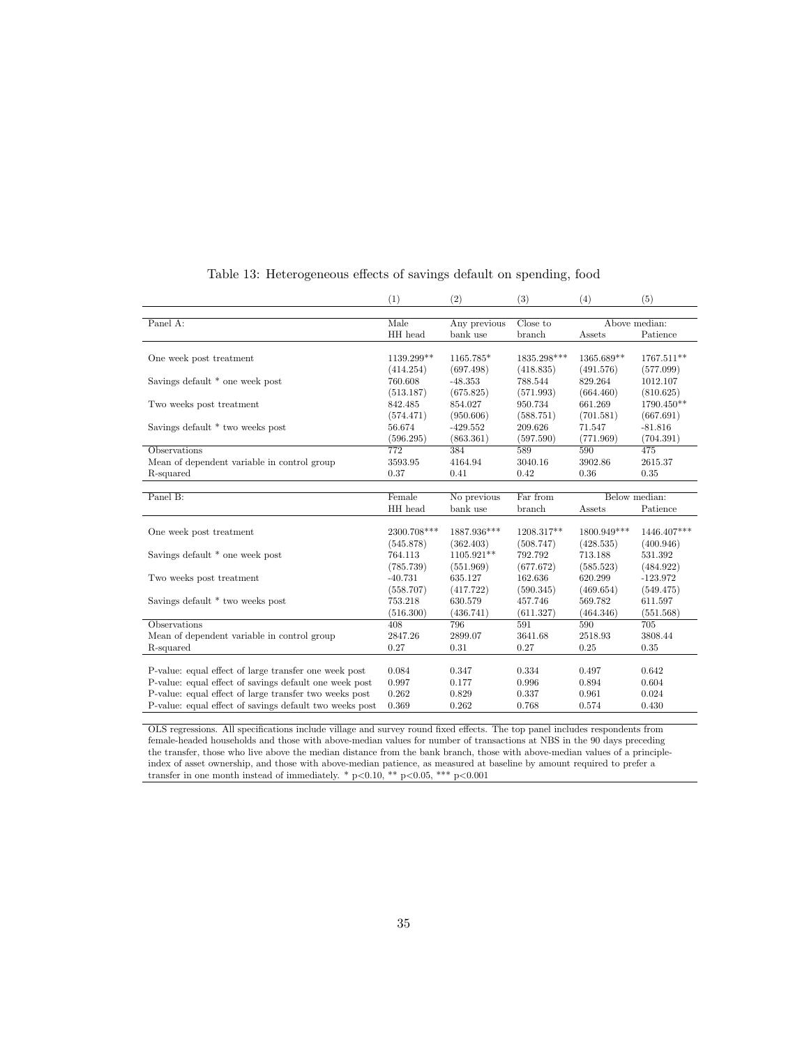Table 13: Heterogeneous effects of savings default on spending, food

| | (1) | (2) | (3) | (4) | (5) |
|---|---|---|---|---|---|
| Panel A: | Male HH head | Any previous bank use | Close to branch | Above median: Assets | Patience |
| One week post treatment | 1139.299** | 1165.785* | 1835.298*** | 1365.689** | 1767.511** |
| | (414.254) | (697.498) | (418.835) | (491.576) | (577.099) |
| Savings default * one week post | 760.608 | -48.353 | 788.544 | 829.264 | 1012.107 |
| | (513.187) | (675.825) | (571.993) | (664.460) | (810.625) |
| Two weeks post treatment | 842.485 | 854.027 | 950.734 | 661.269 | 1790.450** |
| | (574.471) | (950.606) | (588.751) | (701.581) | (667.691) |
| Savings default * two weeks post | 56.674 | -429.552 | 209.626 | 71.547 | -81.816 |
| | (596.295) | (863.361) | (597.590) | (771.969) | (704.391) |
| Observations | 772 | 384 | 589 | 590 | 475 |
| Mean of dependent variable in control group | 3593.95 | 4164.94 | 3040.16 | 3902.86 | 2615.37 |
| R-squared | 0.37 | 0.41 | 0.42 | 0.36 | 0.35 |
| Panel B: | Female HH head | No previous bank use | Far from branch | Below median: Assets | Patience |
| One week post treatment | 2300.708*** | 1887.936*** | 1208.317** | 1800.949*** | 1446.407*** |
| | (545.878) | (362.403) | (508.747) | (428.535) | (400.946) |
| Savings default * one week post | 764.113 | 1105.921** | 792.792 | 713.188 | 531.392 |
| | (785.739) | (551.969) | (677.672) | (585.523) | (484.922) |
| Two weeks post treatment | -40.731 | 635.127 | 162.636 | 620.299 | -123.972 |
| | (558.707) | (417.722) | (590.345) | (469.654) | (549.475) |
| Savings default * two weeks post | 753.218 | 630.579 | 457.746 | 569.782 | 611.597 |
| | (516.300) | (436.741) | (611.327) | (464.346) | (551.568) |
| Observations | 408 | 796 | 591 | 590 | 705 |
| Mean of dependent variable in control group | 2847.26 | 2899.07 | 3641.68 | 2518.93 | 3808.44 |
| R-squared | 0.27 | 0.31 | 0.27 | 0.25 | 0.35 |
| P-value: equal effect of large transfer one week post | 0.084 | 0.347 | 0.334 | 0.497 | 0.642 |
| P-value: equal effect of savings default one week post | 0.997 | 0.177 | 0.996 | 0.894 | 0.604 |
| P-value: equal effect of large transfer two weeks post | 0.262 | 0.829 | 0.337 | 0.961 | 0.024 |
| P-value: equal effect of savings default two weeks post | 0.369 | 0.262 | 0.768 | 0.574 | 0.430 |

OLS regressions. All specifications include village and survey round fixed effects. The top panel includes respondents from female-headed households and those with above-median values for number of transactions at NBS in the 90 days preceding the transfer, those who live above the median distance from the bank branch, those with above-median values of a principle-index of asset ownership, and those with above-median patience, as measured at baseline by amount required to prefer a transfer in one month instead of immediately. * p<0.10, ** p<0.05, *** p<0.001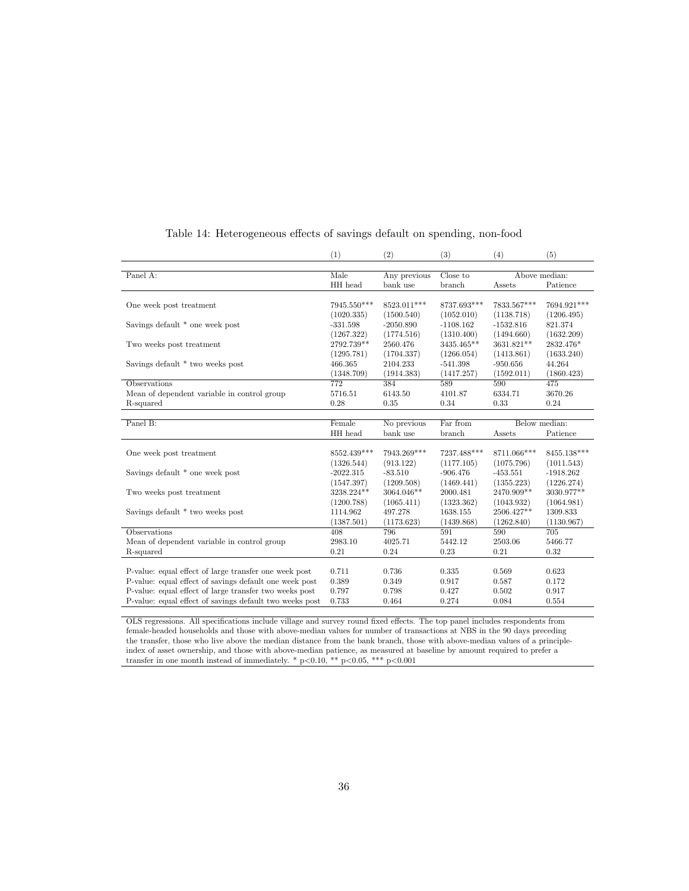Table 14: Heterogeneous effects of savings default on spending, non-food

| | (1) | (2) | (3) | (4) | (5) |
|---|---|---|---|---|---|
| Panel A: | Male HH head | Any previous bank use | Close to branch | Above median: Assets | Above median: Patience |
| One week post treatment | 7945.550*** | 8523.011*** | 8737.693*** | 7833.567*** | 7694.921*** |
| | (1020.335) | (1500.540) | (1052.010) | (1138.718) | (1206.495) |
| Savings default * one week post | -331.598 | -2050.890 | -1108.162 | -1532.816 | 821.374 |
| | (1267.322) | (1774.516) | (1310.400) | (1494.660) | (1632.209) |
| Two weeks post treatment | 2792.739** | 2560.476 | 3435.465** | 3631.821** | 2832.476* |
| | (1295.781) | (1704.337) | (1266.054) | (1413.861) | (1633.240) |
| Savings default * two weeks post | 466.365 | 2104.233 | -541.398 | -950.656 | 44.264 |
| | (1348.709) | (1914.383) | (1417.257) | (1592.011) | (1860.423) |
| Observations | 772 | 384 | 589 | 590 | 475 |
| Mean of dependent variable in control group | 5716.51 | 6143.50 | 4101.87 | 6334.71 | 3670.26 |
| R-squared | 0.28 | 0.35 | 0.34 | 0.33 | 0.24 |
| Panel B: | Female HH head | No previous bank use | Far from branch | Below median: Assets | Below median: Patience |
| One week post treatment | 8552.439*** | 7943.269*** | 7237.488*** | 8711.066*** | 8455.138*** |
| | (1326.544) | (913.122) | (1177.105) | (1075.796) | (1011.543) |
| Savings default * one week post | -2022.315 | -83.510 | -906.476 | -453.551 | -1918.262 |
| | (1547.397) | (1209.508) | (1469.441) | (1355.223) | (1226.274) |
| Two weeks post treatment | 3238.224** | 3064.046** | 2000.481 | 2470.909** | 3030.977** |
| | (1200.788) | (1065.411) | (1323.362) | (1043.932) | (1064.981) |
| Savings default * two weeks post | 1114.962 | 497.278 | 1638.155 | 2506.427** | 1309.833 |
| | (1387.501) | (1173.623) | (1439.868) | (1262.840) | (1130.967) |
| Observations | 408 | 796 | 591 | 590 | 705 |
| Mean of dependent variable in control group | 2983.10 | 4025.71 | 5442.12 | 2503.06 | 5466.77 |
| R-squared | 0.21 | 0.24 | 0.23 | 0.21 | 0.32 |
| P-value: equal effect of large transfer one week post | 0.711 | 0.736 | 0.335 | 0.569 | 0.623 |
| P-value: equal effect of savings default one week post | 0.389 | 0.349 | 0.917 | 0.587 | 0.172 |
| P-value: equal effect of large transfer two weeks post | 0.797 | 0.798 | 0.427 | 0.502 | 0.917 |
| P-value: equal effect of savings default two weeks post | 0.733 | 0.464 | 0.274 | 0.084 | 0.554 |

OLS regressions. All specifications include village and survey round fixed effects. The top panel includes respondents from female-headed households and those with above-median values for number of transactions at NBS in the 90 days preceding the transfer, those who live above the median distance from the bank branch, those with above-median values of a principle-index of asset ownership, and those with above-median patience, as measured at baseline by amount required to prefer a transfer in one month instead of immediately. * p<0.10, ** p<0.05, *** p<0.001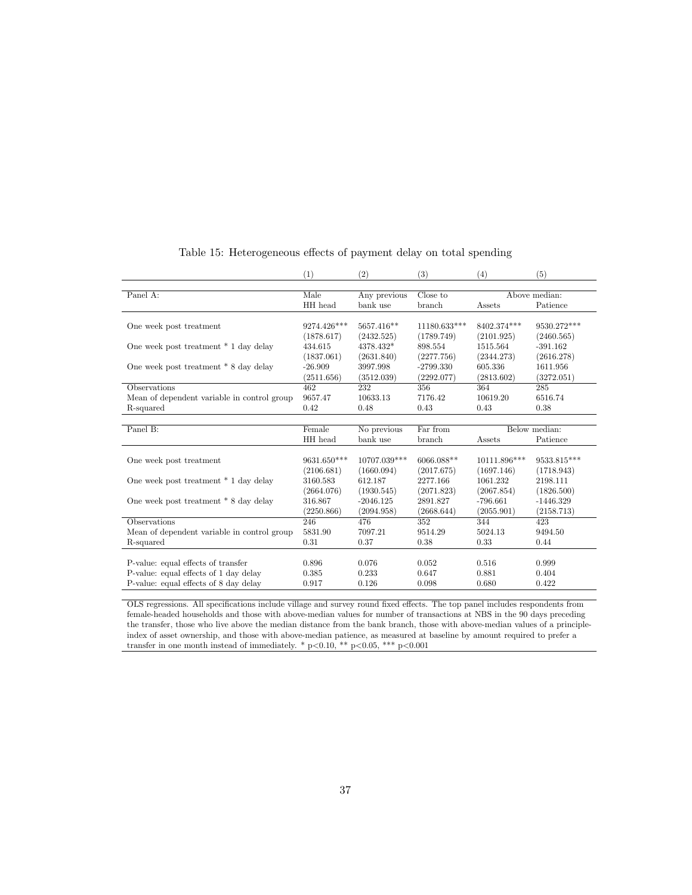Table 15: Heterogeneous effects of payment delay on total spending

| | (1) | (2) | (3) | (4) | (5) |
|---|---|---|---|---|---|
| Panel A: | Male HH head | Any previous bank use | Close to branch | Above median: Assets | Above median: Patience |
| One week post treatment | 9274.426*** | 5657.416** | 11180.633*** | 8402.374*** | 9530.272*** |
| | (1878.617) | (2432.525) | (1789.749) | (2101.925) | (2460.565) |
| One week post treatment * 1 day delay | 434.615 | 4378.432* | 898.554 | 1515.564 | -391.162 |
| | (1837.061) | (2631.840) | (2277.756) | (2344.273) | (2616.278) |
| One week post treatment * 8 day delay | -26.909 | 3997.998 | -2799.330 | 605.336 | 1611.956 |
| | (2511.656) | (3512.039) | (2292.077) | (2813.602) | (3272.051) |
| Observations | 462 | 232 | 356 | 364 | 285 |
| Mean of dependent variable in control group | 9657.47 | 10633.13 | 7176.42 | 10619.20 | 6516.74 |
| R-squared | 0.42 | 0.48 | 0.43 | 0.43 | 0.38 |
| Panel B: | Female HH head | No previous bank use | Far from branch | Below median: Assets | Below median: Patience |
| One week post treatment | 9631.650*** | 10707.039*** | 6066.088** | 10111.896*** | 9533.815*** |
| | (2106.681) | (1660.094) | (2017.675) | (1697.146) | (1718.943) |
| One week post treatment * 1 day delay | 3160.583 | 612.187 | 2277.166 | 1061.232 | 2198.111 |
| | (2664.076) | (1930.545) | (2071.823) | (2067.854) | (1826.500) |
| One week post treatment * 8 day delay | 316.867 | -2046.125 | 2891.827 | -796.661 | -1446.329 |
| | (2250.866) | (2094.958) | (2668.644) | (2055.901) | (2158.713) |
| Observations | 246 | 476 | 352 | 344 | 423 |
| Mean of dependent variable in control group | 5831.90 | 7097.21 | 9514.29 | 5024.13 | 9494.50 |
| R-squared | 0.31 | 0.37 | 0.38 | 0.33 | 0.44 |
| P-value: equal effects of transfer | 0.896 | 0.076 | 0.052 | 0.516 | 0.999 |
| P-value: equal effects of 1 day delay | 0.385 | 0.233 | 0.647 | 0.881 | 0.404 |
| P-value: equal effects of 8 day delay | 0.917 | 0.126 | 0.098 | 0.680 | 0.422 |

OLS regressions. All specifications include village and survey round fixed effects. The top panel includes respondents from female-headed households and those with above-median values for number of transactions at NBS in the 90 days preceding the transfer, those who live above the median distance from the bank branch, those with above-median values of a principle-index of asset ownership, and those with above-median patience, as measured at baseline by amount required to prefer a transfer in one month instead of immediately. * p<0.10, ** p<0.05, *** p<0.001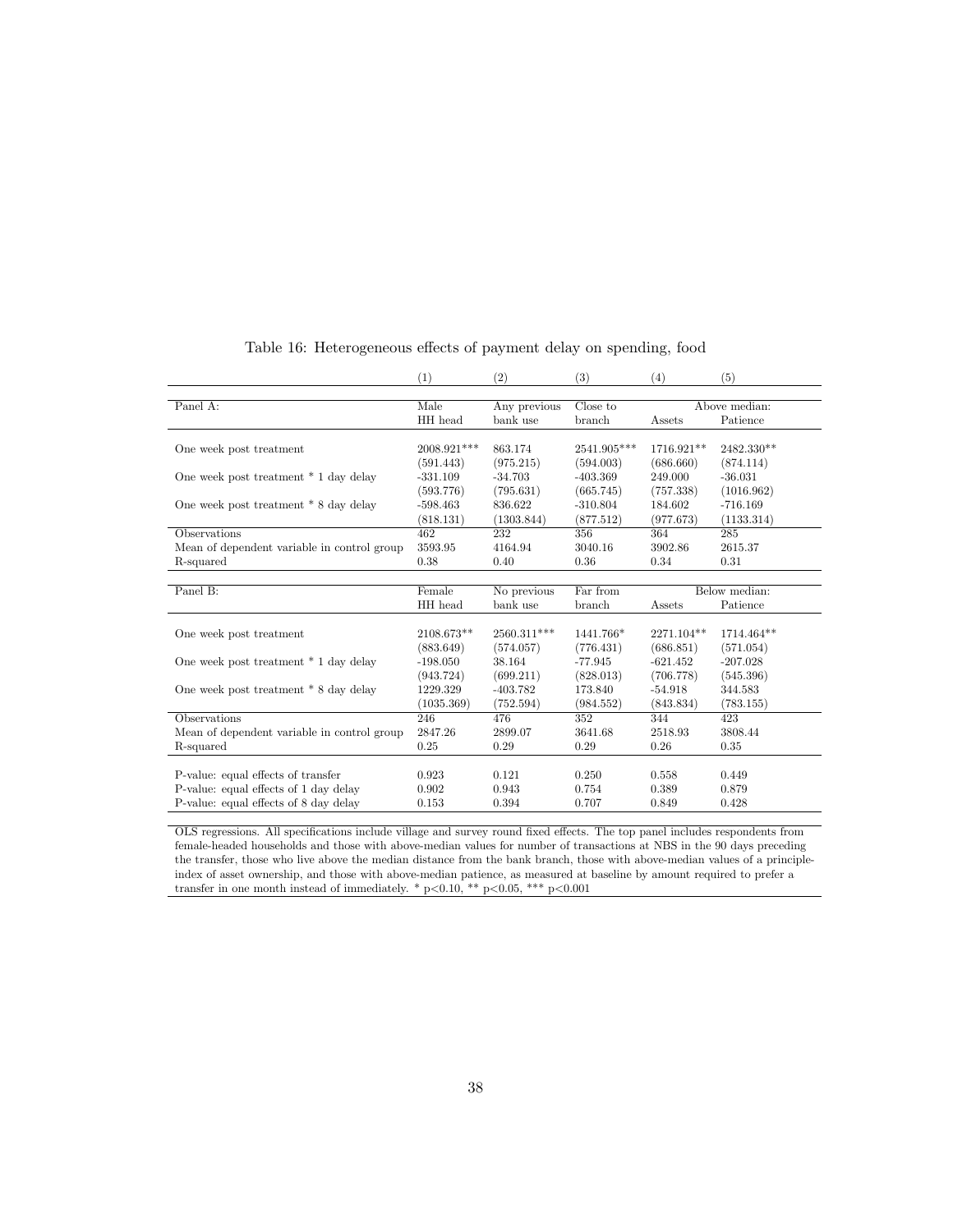Table 16: Heterogeneous effects of payment delay on spending, food

| | (1) | (2) | (3) | (4) | (5) |
|---|---|---|---|---|---|
| Panel A: | Male HH head | Any previous bank use | Close to branch | Above median: Assets | Above median: Patience |
| One week post treatment | 2008.921*** | 863.174 | 2541.905*** | 1716.921** | 2482.330** |
| | (591.443) | (975.215) | (594.003) | (686.660) | (874.114) |
| One week post treatment * 1 day delay | -331.109 | -34.703 | -403.369 | 249.000 | -36.031 |
| | (593.776) | (795.631) | (665.745) | (757.338) | (1016.962) |
| One week post treatment * 8 day delay | -598.463 | 836.622 | -310.804 | 184.602 | -716.169 |
| | (818.131) | (1303.844) | (877.512) | (977.673) | (1133.314) |
| Observations | 462 | 232 | 356 | 364 | 285 |
| Mean of dependent variable in control group | 3593.95 | 4164.94 | 3040.16 | 3902.86 | 2615.37 |
| R-squared | 0.38 | 0.40 | 0.36 | 0.34 | 0.31 |
| Panel B: | Female HH head | No previous bank use | Far from branch | Below median: Assets | Below median: Patience |
| One week post treatment | 2108.673** | 2560.311*** | 1441.766* | 2271.104** | 1714.464** |
| | (883.649) | (574.057) | (776.431) | (686.851) | (571.054) |
| One week post treatment * 1 day delay | -198.050 | 38.164 | -77.945 | -621.452 | -207.028 |
| | (943.724) | (699.211) | (828.013) | (706.778) | (545.396) |
| One week post treatment * 8 day delay | 1229.329 | -403.782 | 173.840 | -54.918 | 344.583 |
| | (1035.369) | (752.594) | (984.552) | (843.834) | (783.155) |
| Observations | 246 | 476 | 352 | 344 | 423 |
| Mean of dependent variable in control group | 2847.26 | 2899.07 | 3641.68 | 2518.93 | 3808.44 |
| R-squared | 0.25 | 0.29 | 0.29 | 0.26 | 0.35 |
| P-value: equal effects of transfer | 0.923 | 0.121 | 0.250 | 0.558 | 0.449 |
| P-value: equal effects of 1 day delay | 0.902 | 0.943 | 0.754 | 0.389 | 0.879 |
| P-value: equal effects of 8 day delay | 0.153 | 0.394 | 0.707 | 0.849 | 0.428 |

OLS regressions. All specifications include village and survey round fixed effects. The top panel includes respondents from female-headed households and those with above-median values for number of transactions at NBS in the 90 days preceding the transfer, those who live above the median distance from the bank branch, those with above-median values of a principle-index of asset ownership, and those with above-median patience, as measured at baseline by amount required to prefer a transfer in one month instead of immediately. * $p<0.10$, ** $p<0.05$, *** $p<0.001$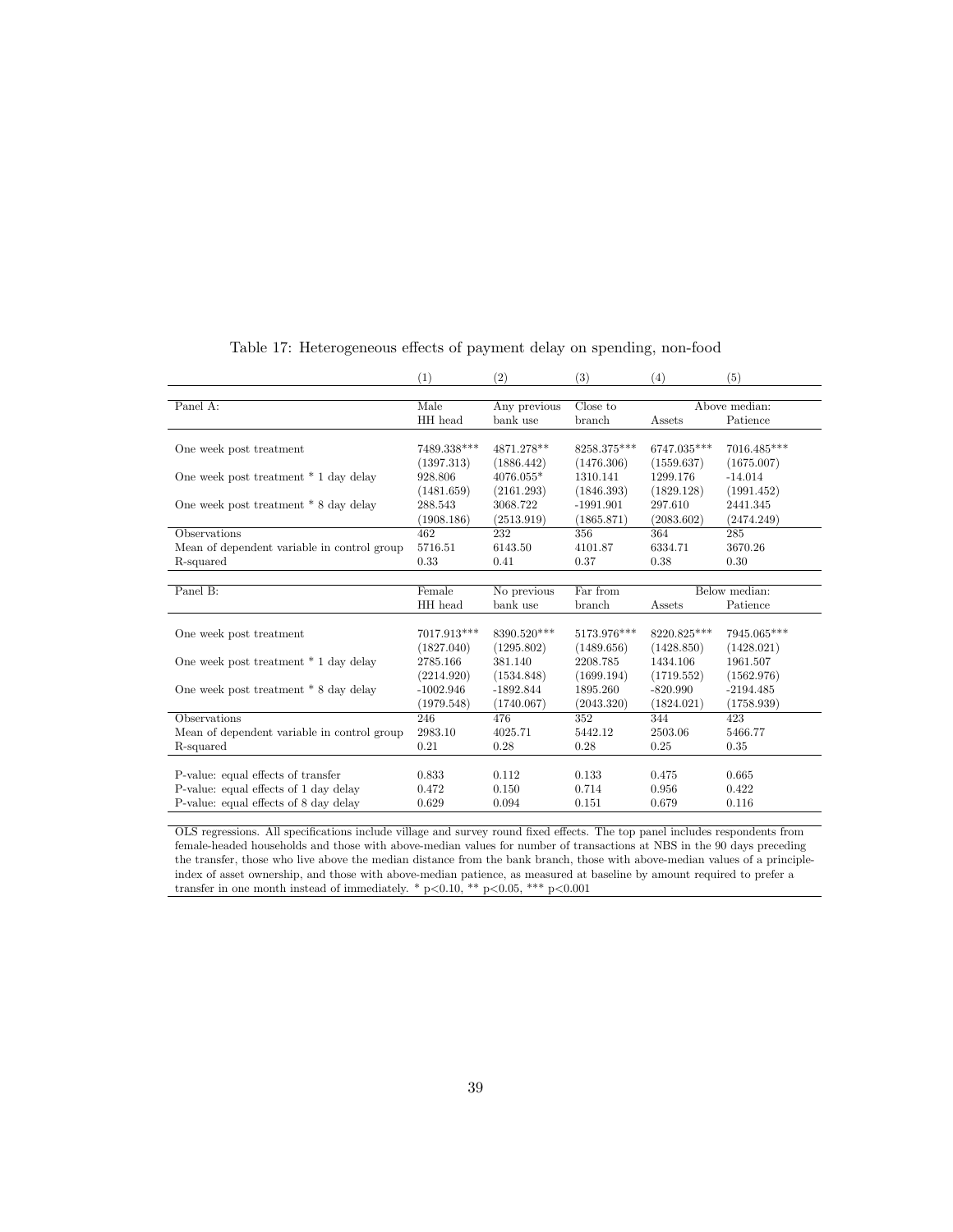Table 17: Heterogeneous effects of payment delay on spending, non-food

| | (1) | (2) | (3) | (4) | (5) |
|---|---|---|---|---|---|
| Panel A: | Male HH head | Any previous bank use | Close to branch | Above median: Assets | Above median: Patience |
| One week post treatment | 7489.338*** | 4871.278** | 8258.375*** | 6747.035*** | 7016.485*** |
| | (1397.313) | (1886.442) | (1476.306) | (1559.637) | (1675.007) |
| One week post treatment * 1 day delay | 928.806 | 4076.055* | 1310.141 | 1299.176 | -14.014 |
| | (1481.659) | (2161.293) | (1846.393) | (1829.128) | (1991.452) |
| One week post treatment * 8 day delay | 288.543 | 3068.722 | -1991.901 | 297.610 | 2441.345 |
| | (1908.186) | (2513.919) | (1865.871) | (2083.602) | (2474.249) |
| Observations | 462 | 232 | 356 | 364 | 285 |
| Mean of dependent variable in control group | 5716.51 | 6143.50 | 4101.87 | 6334.71 | 3670.26 |
| R-squared | 0.33 | 0.41 | 0.37 | 0.38 | 0.30 |
| Panel B: | Female HH head | No previous bank use | Far from branch | Below median: Assets | Below median: Patience |
| One week post treatment | 7017.913*** | 8390.520*** | 5173.976*** | 8220.825*** | 7945.065*** |
| | (1827.040) | (1295.802) | (1489.656) | (1428.850) | (1428.021) |
| One week post treatment * 1 day delay | 2785.166 | 381.140 | 2208.785 | 1434.106 | 1961.507 |
| | (2214.920) | (1534.848) | (1699.194) | (1719.552) | (1562.976) |
| One week post treatment * 8 day delay | -1002.946 | -1892.844 | 1895.260 | -820.990 | -2194.485 |
| | (1979.548) | (1740.067) | (2043.320) | (1824.021) | (1758.939) |
| Observations | 246 | 476 | 352 | 344 | 423 |
| Mean of dependent variable in control group | 2983.10 | 4025.71 | 5442.12 | 2503.06 | 5466.77 |
| R-squared | 0.21 | 0.28 | 0.28 | 0.25 | 0.35 |
| P-value: equal effects of transfer | 0.833 | 0.112 | 0.133 | 0.475 | 0.665 |
| P-value: equal effects of 1 day delay | 0.472 | 0.150 | 0.714 | 0.956 | 0.422 |
| P-value: equal effects of 8 day delay | 0.629 | 0.094 | 0.151 | 0.679 | 0.116 |

OLS regressions. All specifications include village and survey round fixed effects. The top panel includes respondents from female-headed households and those with above-median values for number of transactions at NBS in the 90 days preceding the transfer, those who live above the median distance from the bank branch, those with above-median values of a principle-index of asset ownership, and those with above-median patience, as measured at baseline by amount required to prefer a transfer in one month instead of immediately. * $p<0.10$, ** $p<0.05$, *** $p<0.001$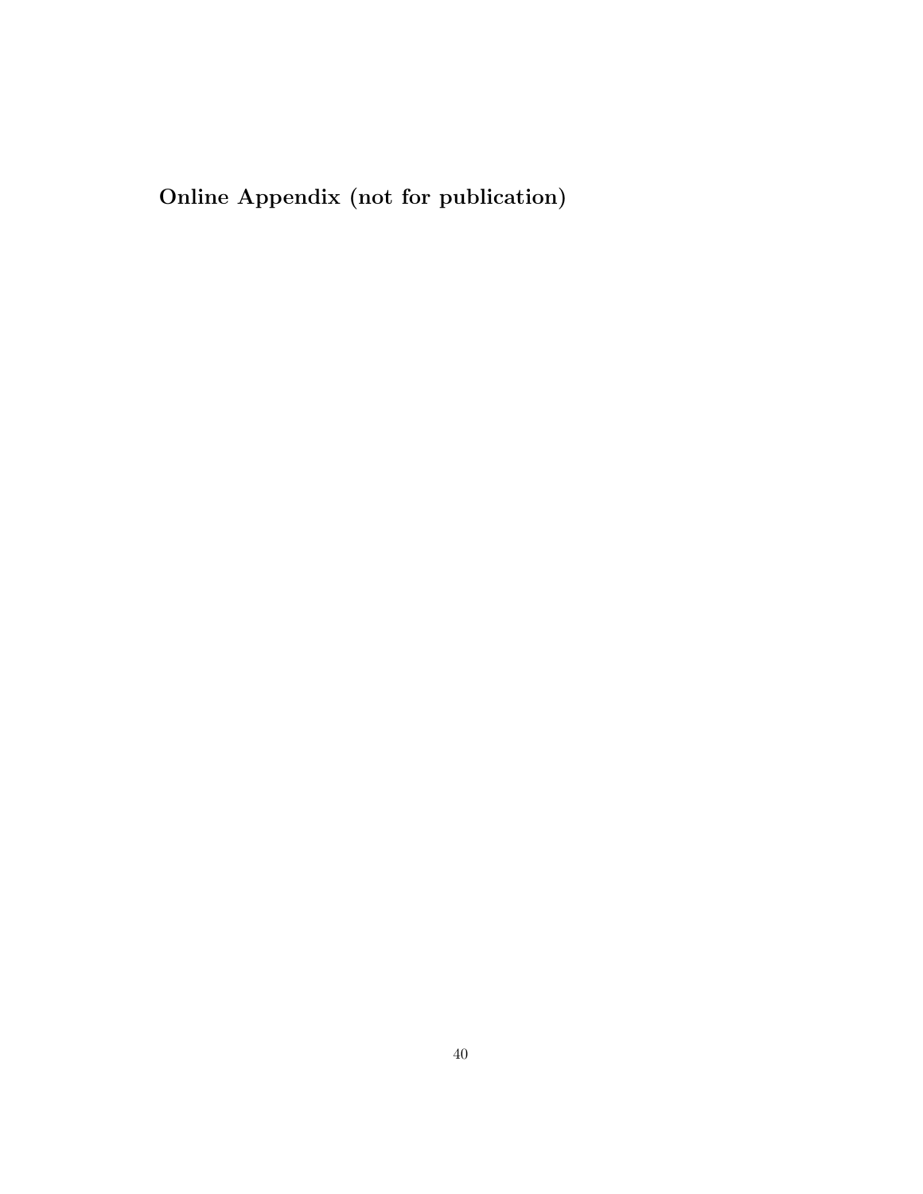# Online Appendix (not for publication)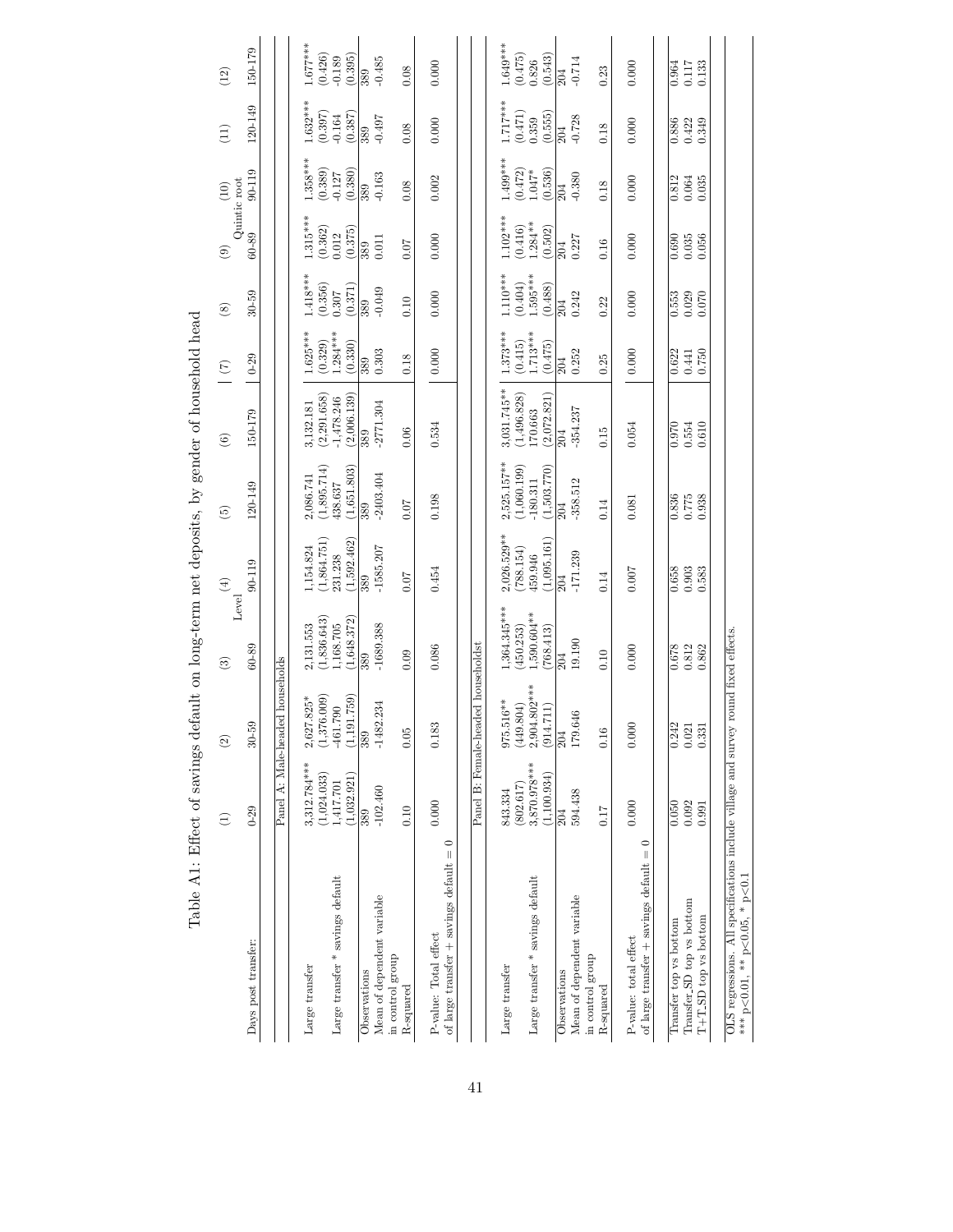Table A1: Effect of savings default on long-term net deposits, by gender of household head

| | (1) | (2) | (3) | (4) | (5) | (6) | (7) | (8) | (9) | (10) | (11) | (12) |
|---|---|---|---|---|---|---|---|---|---|---|---|---|
| | | | | Level | | | | | | Quintic root | | |
| Days post transfer: | 0-29 | 30-59 | 60-89 | 90-119 | 120-149 | 150-179 | 0-29 | 30-59 | 60-89 | 90-119 | 120-149 | 150-179 |
| **Panel A: Male-headed households** | | | | | | | | | | | | |
| Large transfer | 3,312.784*** | 2,627.825* | 2,131.553 | 1,154.824 | 2,086.741 | 3,132.181 | 1.625*** | 1.418*** | 1.315*** | 1.358*** | 1.632*** | 1.677*** |
| | (1,024.033) | (1,376.009) | (1,836.643) | (1,864.751) | (1,895.714) | (2,291.658) | (0.329) | (0.356) | (0.362) | (0.389) | (0.397) | (0.426) |
| Large transfer * savings default | 1,417.701 | -461.790 | 1,168.705 | 231.238 | 438.637 | -1,478.246 | 1.284*** | 0.307 | 0.012 | -0.127 | -0.164 | -0.189 |
| | (1,032.921) | (1,191.759) | (1,648.372) | (1,592.462) | (1,651.803) | (2,006.139) | (0.330) | (0.371) | (0.375) | (0.380) | (0.387) | (0.395) |
| Observations | 389 | 389 | 389 | 389 | 389 | 389 | 389 | 389 | 389 | 389 | 389 | 389 |
| Mean of dependent variable in control group | -102.460 | -1482.234 | -1689.388 | -1585.207 | -2403.404 | -2771.304 | 0.303 | -0.049 | 0.011 | -0.163 | -0.497 | -0.485 |
| R-squared | 0.10 | 0.05 | 0.09 | 0.07 | 0.07 | 0.06 | 0.18 | 0.10 | 0.07 | 0.08 | 0.08 | 0.08 |
| P-value: Total effect of large transfer + savings default = 0 | 0.000 | 0.183 | 0.086 | 0.454 | 0.198 | 0.534 | 0.000 | 0.000 | 0.000 | 0.002 | 0.000 | 0.000 |
| **Panel B: Female-headed householdst** | | | | | | | | | | | | |
| Large transfer | 843.334 | 975.516** | 1,364.345*** | 2,026.529** | 2,525.157** | 3,031.745** | 1.373*** | 1.110*** | 1.102*** | 1.499*** | 1.717*** | 1.649*** |
| | (802.617) | (449.804) | (450.253) | (788.154) | (1,060.199) | (1,496.828) | (0.415) | (0.404) | (0.416) | (0.472) | (0.471) | (0.475) |
| Large transfer * savings default | 3,870.978*** | 2,904.802*** | 1,590.604** | 459.946 | -180.311 | 170.663 | 1.713*** | 1.595*** | 1.284** | 1.047* | 0.359 | 0.826 |
| | (1,100.934) | (914.711) | (768.413) | (1,095.161) | (1,503.770) | (2,072.821) | (0.475) | (0.488) | (0.502) | (0.536) | (0.555) | (0.543) |
| Observations | 204 | 204 | 204 | 204 | 204 | 204 | 204 | 204 | 204 | 204 | 204 | 204 |
| Mean of dependent variable in control group | 594.438 | 179.646 | 19.190 | -171.239 | -358.512 | -354.237 | 0.252 | 0.242 | 0.227 | -0.380 | -0.728 | -0.714 |
| R-squared | 0.17 | 0.16 | 0.10 | 0.14 | 0.14 | 0.15 | 0.25 | 0.22 | 0.16 | 0.18 | 0.18 | 0.23 |
| P-value: total effect of large transfer + savings default = 0 | 0.000 | 0.000 | 0.000 | 0.007 | 0.081 | 0.054 | 0.000 | 0.000 | 0.000 | 0.000 | 0.000 | 0.000 |
| Transfer top vs bottom | 0.050 | 0.242 | 0.678 | 0.658 | 0.836 | 0.970 | 0.622 | 0.553 | 0.690 | 0.812 | 0.886 | 0.964 |
| Transfer_SD top vs bottom | 0.092 | 0.021 | 0.812 | 0.903 | 0.775 | 0.554 | 0.441 | 0.029 | 0.035 | 0.064 | 0.422 | 0.117 |
| T+T_SD top vs bottom | 0.991 | 0.331 | 0.862 | 0.583 | 0.938 | 0.610 | 0.750 | 0.070 | 0.056 | 0.035 | 0.349 | 0.133 |

OLS regressions. All specifications include village and survey round fixed effects.
*** p<0.01, ** p<0.05, * p<0.1